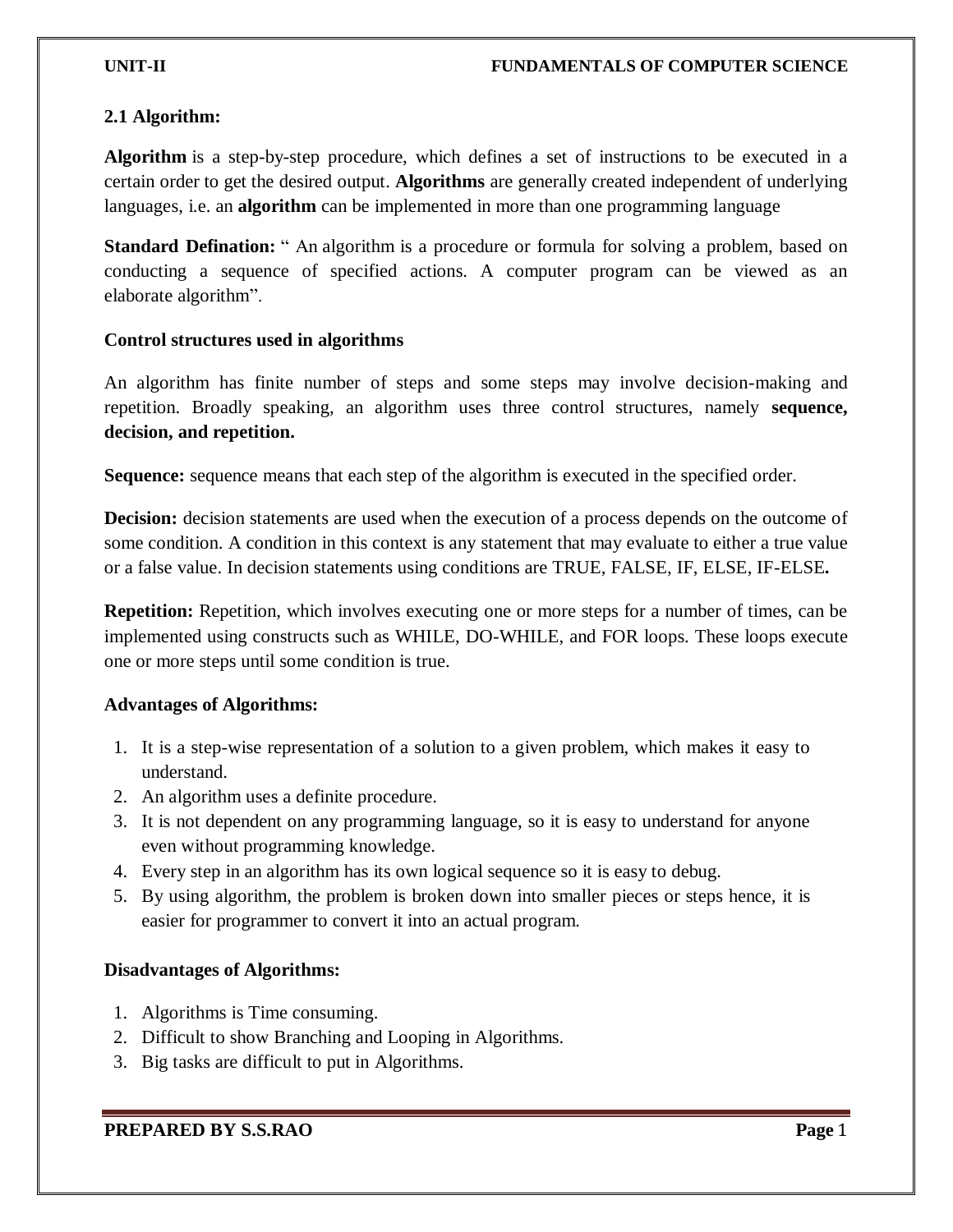## 2.1 Algorithm:

**Algorithm** is a step-by-step procedure, which defines a set of instructions to be executed in a certain order to get the desired output. **Algorithms** are generally created independent of underlying languages, i.e. an **algorithm** can be implemented in more than one programming language

**Standard Defination:** " An algorithm is a procedure or formula for solving a problem, based on conducting a sequence of specified actions. A computer program can be viewed as an elaborate algorithm".

### Control structures used in algorithms

An algorithm has finite number of steps and some steps may involve decision-making and repetition. Broadly speaking, an algorithm uses three control structures, namely **sequence, decision, and repetition.**

**Sequence:** sequence means that each step of the algorithm is executed in the specified order.

**Decision:** decision statements are used when the execution of a process depends on the outcome of some condition. A condition in this context is any statement that may evaluate to either a true value or a false value. In decision statements using conditions are TRUE, FALSE, IF, ELSE, IF-ELSE**.**

**Repetition:** Repetition, which involves executing one or more steps for a number of times, can be implemented using constructs such as WHILE, DO-WHILE, and FOR loops. These loops execute one or more steps until some condition is true.

### Advantages of Algorithms:

1. It is a step-wise representation of a solution to a given problem, which makes it easy to understand.
2. An algorithm uses a definite procedure.
3. It is not dependent on any programming language, so it is easy to understand for anyone even without programming knowledge.
4. Every step in an algorithm has its own logical sequence so it is easy to debug.
5. By using algorithm, the problem is broken down into smaller pieces or steps hence, it is easier for programmer to convert it into an actual program.

### Disadvantages of Algorithms:

1. Algorithms is Time consuming.
2. Difficult to show Branching and Looping in Algorithms.
3. Big tasks are difficult to put in Algorithms.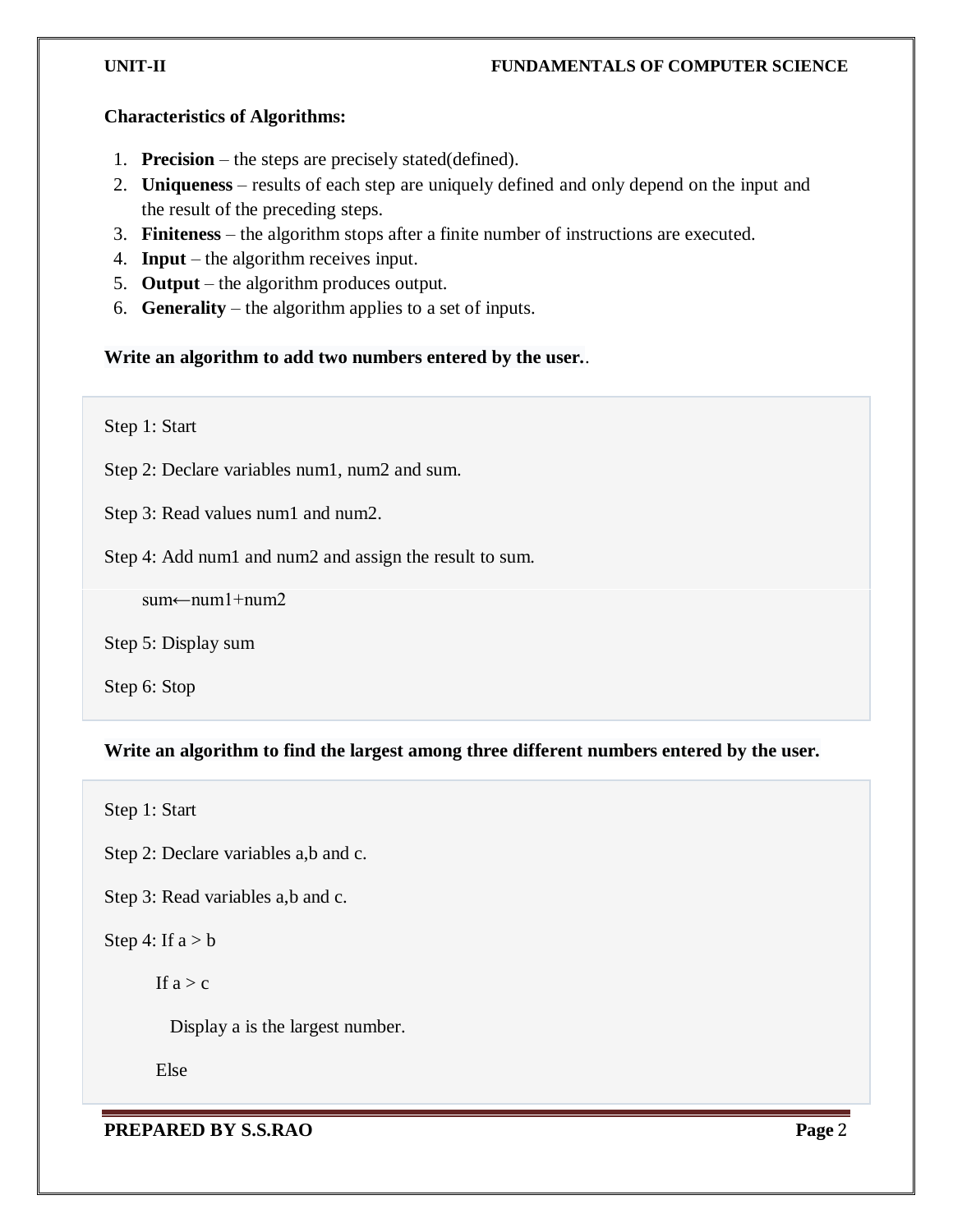**Characteristics of Algorithms:**

1. **Precision** – the steps are precisely stated(defined).
2. **Uniqueness** – results of each step are uniquely defined and only depend on the input and the result of the preceding steps.
3. **Finiteness** – the algorithm stops after a finite number of instructions are executed.
4. **Input** – the algorithm receives input.
5. **Output** – the algorithm produces output.
6. **Generality** – the algorithm applies to a set of inputs.

**Write an algorithm to add two numbers entered by the user.**.

```
Step 1: Start

Step 2: Declare variables num1, num2 and sum.

Step 3: Read values num1 and num2.

Step 4: Add num1 and num2 and assign the result to sum.

        sum←num1+num2

Step 5: Display sum

Step 6: Stop
```

**Write an algorithm to find the largest among three different numbers entered by the user.**

```
Step 1: Start

Step 2: Declare variables a,b and c.

Step 3: Read variables a,b and c.

Step 4: If a > b

          If a > c

            Display a is the largest number.

          Else
```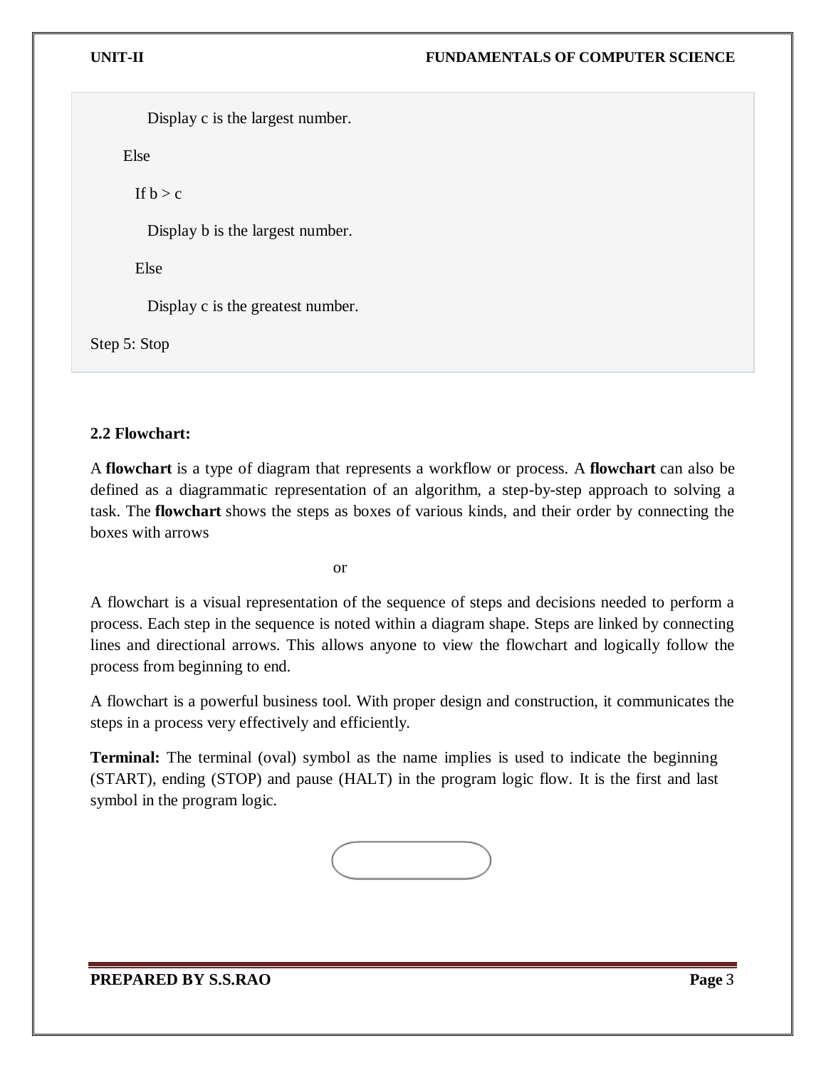```
        Display c is the largest number.
    Else
      If b > c
        Display b is the largest number.
      Else
        Display c is the greatest number.
Step 5: Stop
```

**2.2 Flowchart:**

A **flowchart** is a type of diagram that represents a workflow or process. A **flowchart** can also be defined as a diagrammatic representation of an algorithm, a step-by-step approach to solving a task. The **flowchart** shows the steps as boxes of various kinds, and their order by connecting the boxes with arrows

or

A flowchart is a visual representation of the sequence of steps and decisions needed to perform a process. Each step in the sequence is noted within a diagram shape. Steps are linked by connecting lines and directional arrows. This allows anyone to view the flowchart and logically follow the process from beginning to end.

A flowchart is a powerful business tool. With proper design and construction, it communicates the steps in a process very effectively and efficiently.

**Terminal:** The terminal (oval) symbol as the name implies is used to indicate the beginning (START), ending (STOP) and pause (HALT) in the program logic flow. It is the first and last symbol in the program logic.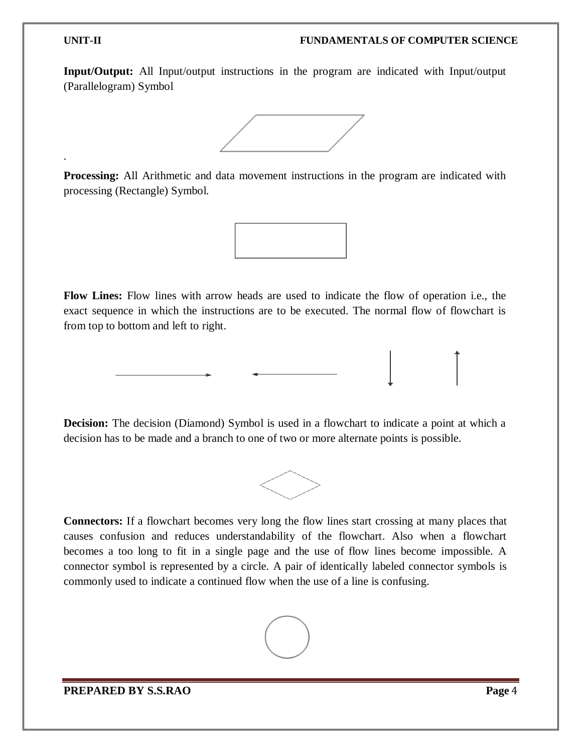**Input/Output:** All Input/output instructions in the program are indicated with Input/output (Parallelogram) Symbol

.

**Processing:** All Arithmetic and data movement instructions in the program are indicated with processing (Rectangle) Symbol.

**Flow Lines:** Flow lines with arrow heads are used to indicate the flow of operation i.e., the exact sequence in which the instructions are to be executed. The normal flow of flowchart is from top to bottom and left to right.

**Decision:** The decision (Diamond) Symbol is used in a flowchart to indicate a point at which a decision has to be made and a branch to one of two or more alternate points is possible.

**Connectors:** If a flowchart becomes very long the flow lines start crossing at many places that causes confusion and reduces understandability of the flowchart. Also when a flowchart becomes a too long to fit in a single page and the use of flow lines become impossible. A connector symbol is represented by a circle. A pair of identically labeled connector symbols is commonly used to indicate a continued flow when the use of a line is confusing.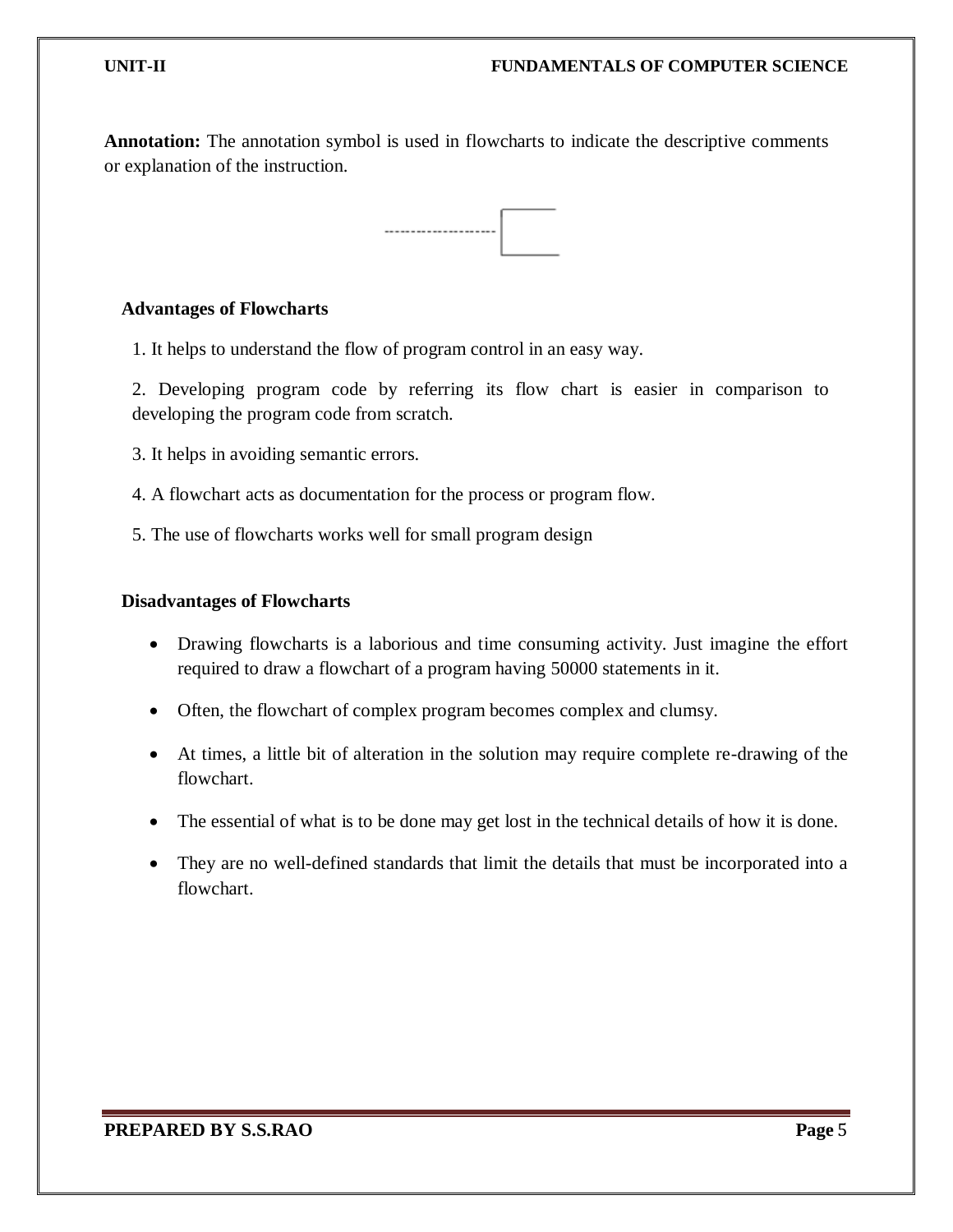**Annotation:** The annotation symbol is used in flowcharts to indicate the descriptive comments or explanation of the instruction.

### Advantages of Flowcharts

1. It helps to understand the flow of program control in an easy way.
2. Developing program code by referring its flow chart is easier in comparison to developing the program code from scratch.
3. It helps in avoiding semantic errors.
4. A flowchart acts as documentation for the process or program flow.
5. The use of flowcharts works well for small program design

### Disadvantages of Flowcharts

- Drawing flowcharts is a laborious and time consuming activity. Just imagine the effort required to draw a flowchart of a program having 50000 statements in it.
- Often, the flowchart of complex program becomes complex and clumsy.
- At times, a little bit of alteration in the solution may require complete re-drawing of the flowchart.
- The essential of what is to be done may get lost in the technical details of how it is done.
- They are no well-defined standards that limit the details that must be incorporated into a flowchart.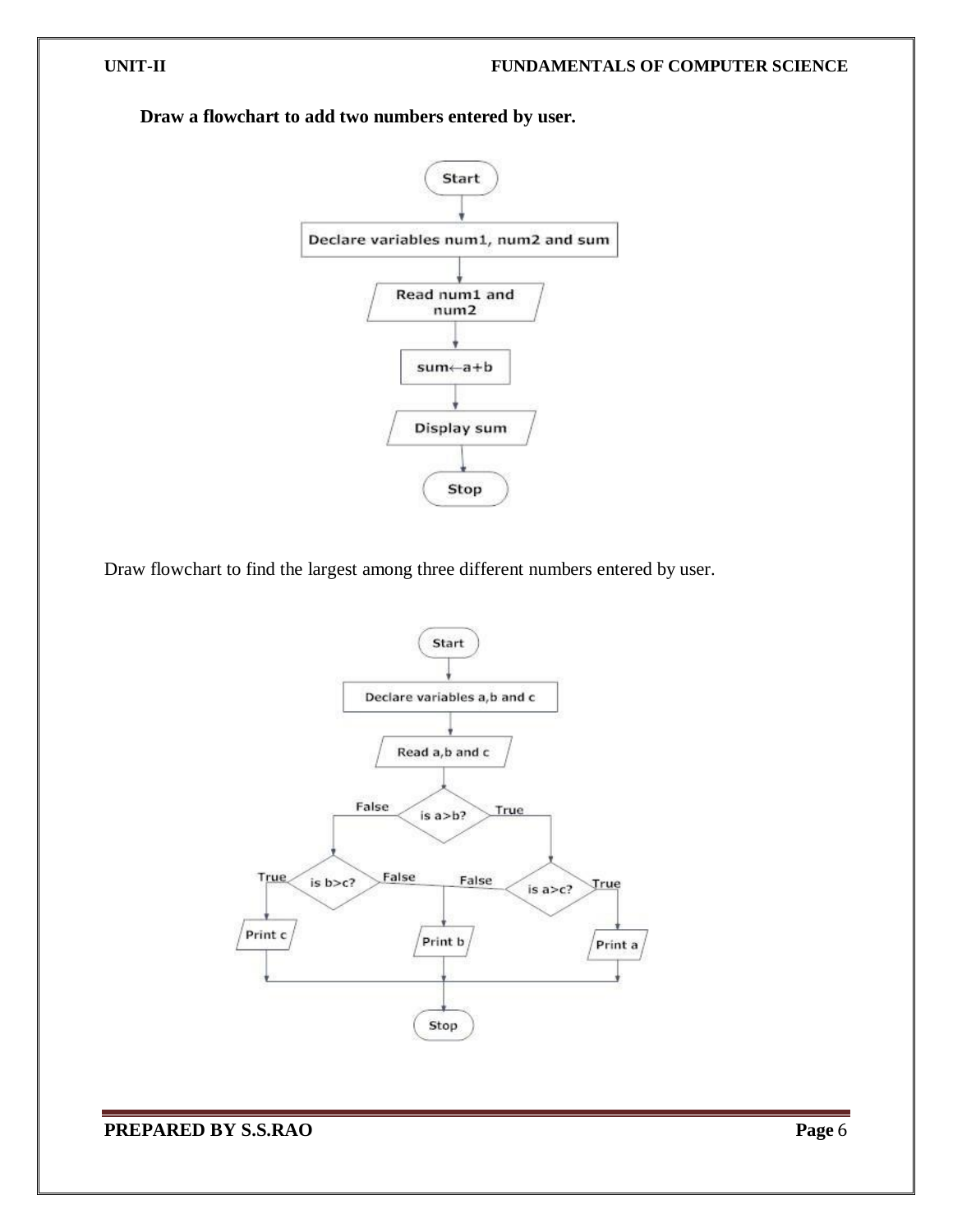**Draw a flowchart to add two numbers entered by user.**

Start

Declare variables num1, num2 and sum

Read num1 and num2

sum←a+b

Display sum

Stop

Draw flowchart to find the largest among three different numbers entered by user.

Start

Declare variables a,b and c

Read a,b and c

is a>b? (False → is b>c?; True → is a>c?)

is b>c? (True → Print c; False → Print b)

is a>c? (False → Print b; True → Print a)

Print c

Print b

Print a

Stop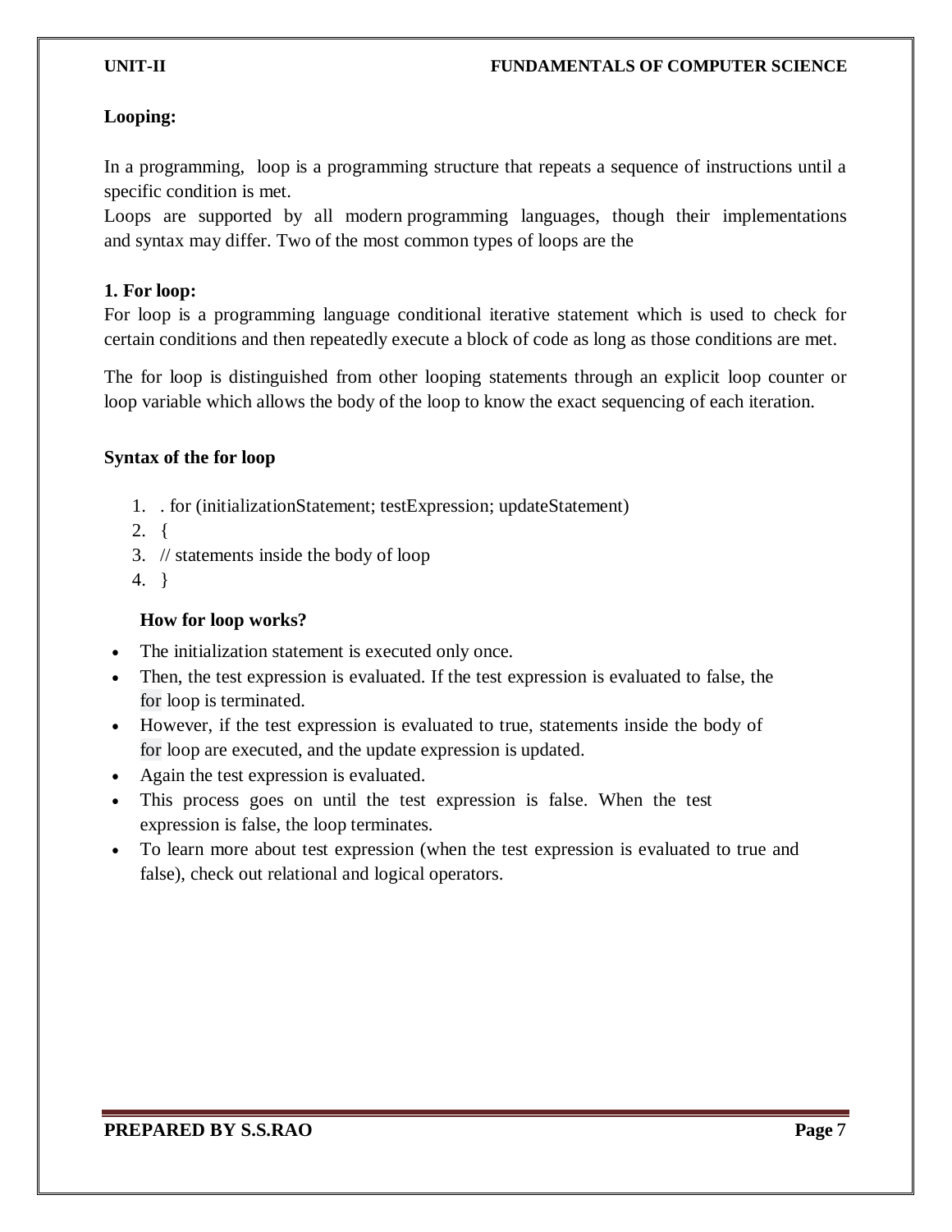**Looping:**

In a programming, loop is a programming structure that repeats a sequence of instructions until a specific condition is met.
Loops are supported by all modern programming languages, though their implementations and syntax may differ. Two of the most common types of loops are the

**1. For loop:**
For loop is a programming language conditional iterative statement which is used to check for certain conditions and then repeatedly execute a block of code as long as those conditions are met.

The for loop is distinguished from other looping statements through an explicit loop counter or loop variable which allows the body of the loop to know the exact sequencing of each iteration.

**Syntax of the for loop**

1. . for (initializationStatement; testExpression; updateStatement)
2. {
3. // statements inside the body of loop
4. }

**How for loop works?**

- The initialization statement is executed only once.
- Then, the test expression is evaluated. If the test expression is evaluated to false, the for loop is terminated.
- However, if the test expression is evaluated to true, statements inside the body of for loop are executed, and the update expression is updated.
- Again the test expression is evaluated.
- This process goes on until the test expression is false. When the test expression is false, the loop terminates.
- To learn more about test expression (when the test expression is evaluated to true and false), check out relational and logical operators.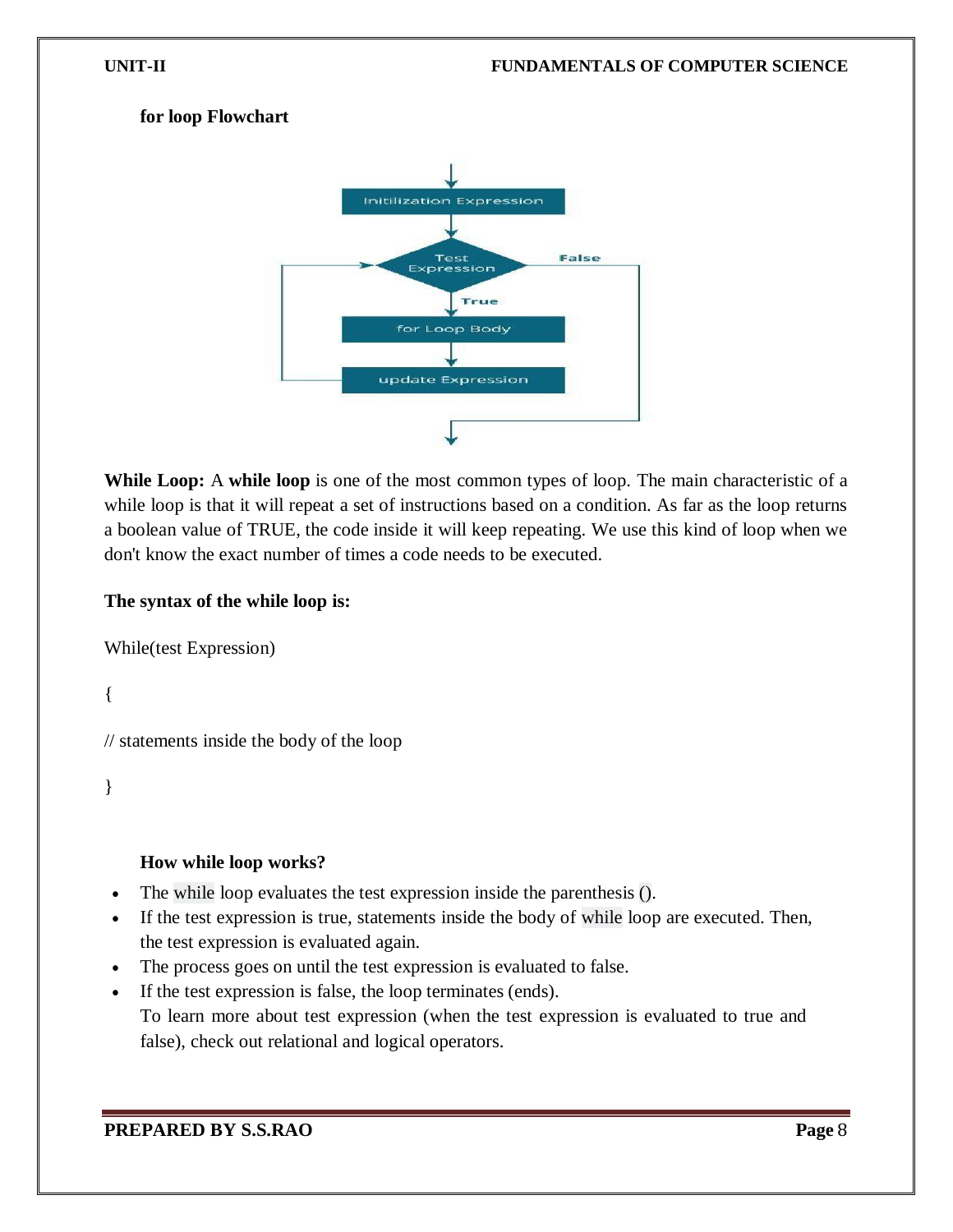**for loop Flowchart**

**While Loop:** A **while loop** is one of the most common types of loop. The main characteristic of a while loop is that it will repeat a set of instructions based on a condition. As far as the loop returns a boolean value of TRUE, the code inside it will keep repeating. We use this kind of loop when we don't know the exact number of times a code needs to be executed.

**The syntax of the while loop is:**

```
While(test Expression)

{

// statements inside the body of the loop

}
```

**How while loop works?**

- The while loop evaluates the test expression inside the parenthesis ().
- If the test expression is true, statements inside the body of while loop are executed. Then, the test expression is evaluated again.
- The process goes on until the test expression is evaluated to false.
- If the test expression is false, the loop terminates (ends).
  To learn more about test expression (when the test expression is evaluated to true and false), check out relational and logical operators.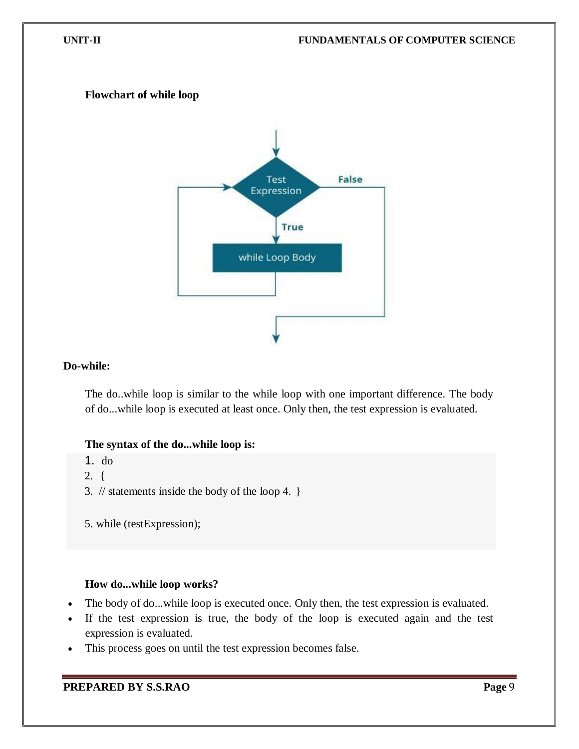**Flowchart of while loop**

**Do-while:**

The do..while loop is similar to the while loop with one important difference. The body of do...while loop is executed at least once. Only then, the test expression is evaluated.

**The syntax of the do...while loop is:**

```
1. do
2. {
3. // statements inside the body of the loop 4. }

5. while (testExpression);
```

**How do...while loop works?**

- The body of do...while loop is executed once. Only then, the test expression is evaluated.
- If the test expression is true, the body of the loop is executed again and the test expression is evaluated.
- This process goes on until the test expression becomes false.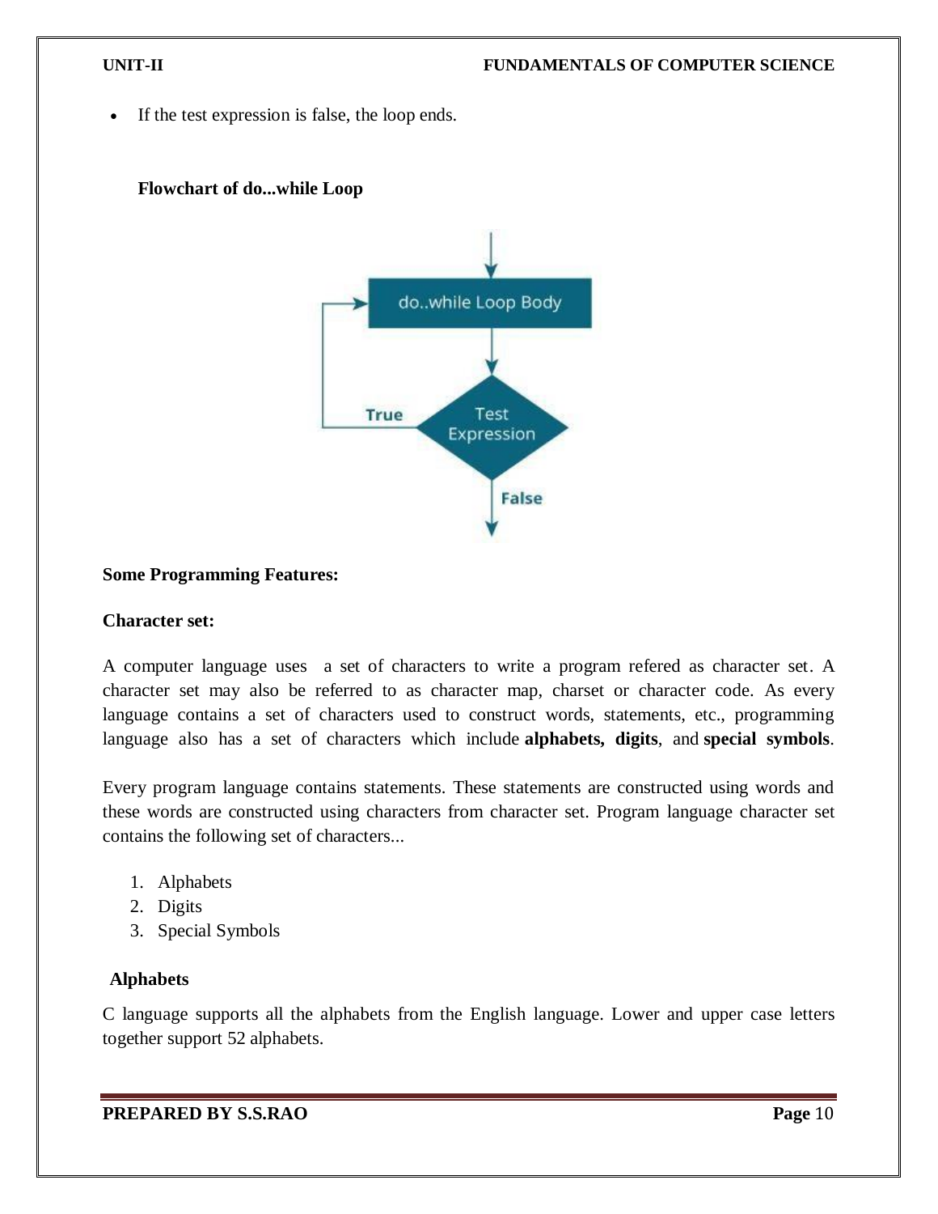- If the test expression is false, the loop ends.

**Flowchart of do...while Loop**

**Some Programming Features:**

**Character set:**

A computer language uses a set of characters to write a program refered as character set. A character set may also be referred to as character map, charset or character code. As every language contains a set of characters used to construct words, statements, etc., programming language also has a set of characters which include **alphabets, digits**, and **special symbols**.

Every program language contains statements. These statements are constructed using words and these words are constructed using characters from character set. Program language character set contains the following set of characters...

1. Alphabets
2. Digits
3. Special Symbols

**Alphabets**

C language supports all the alphabets from the English language. Lower and upper case letters together support 52 alphabets.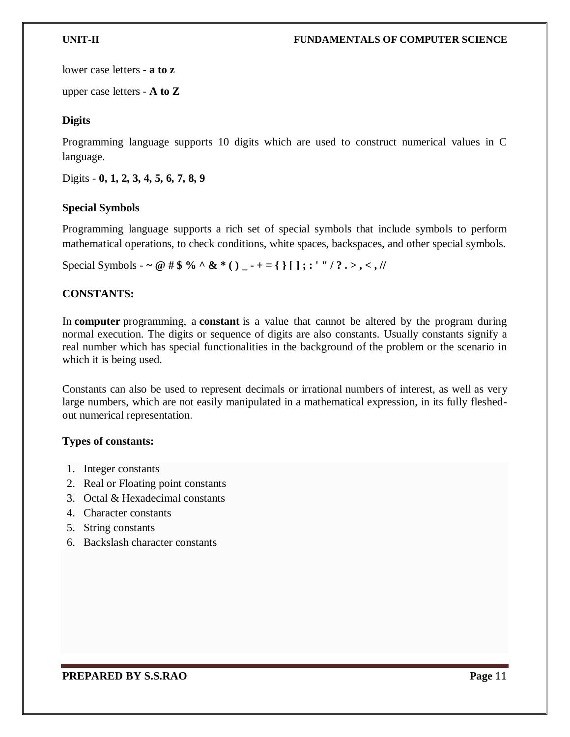lower case letters - **a to z**

upper case letters - **A to Z**

**Digits**

Programming language supports 10 digits which are used to construct numerical values in C language.

Digits - **0, 1, 2, 3, 4, 5, 6, 7, 8, 9**

**Special Symbols**

Programming language supports a rich set of special symbols that include symbols to perform mathematical operations, to check conditions, white spaces, backspaces, and other special symbols.

Special Symbols - **~ @ # $ % ^ & * ( ) _ - + = { } [ ] ; : ' " / ? . > , < , //**

**CONSTANTS:**

In **computer** programming, a **constant** is a value that cannot be altered by the program during normal execution. The digits or sequence of digits are also constants. Usually constants signify a real number which has special functionalities in the background of the problem or the scenario in which it is being used.

Constants can also be used to represent decimals or irrational numbers of interest, as well as very large numbers, which are not easily manipulated in a mathematical expression, in its fully fleshed-out numerical representation.

**Types of constants:**

1. Integer constants
2. Real or Floating point constants
3. Octal & Hexadecimal constants
4. Character constants
5. String constants
6. Backslash character constants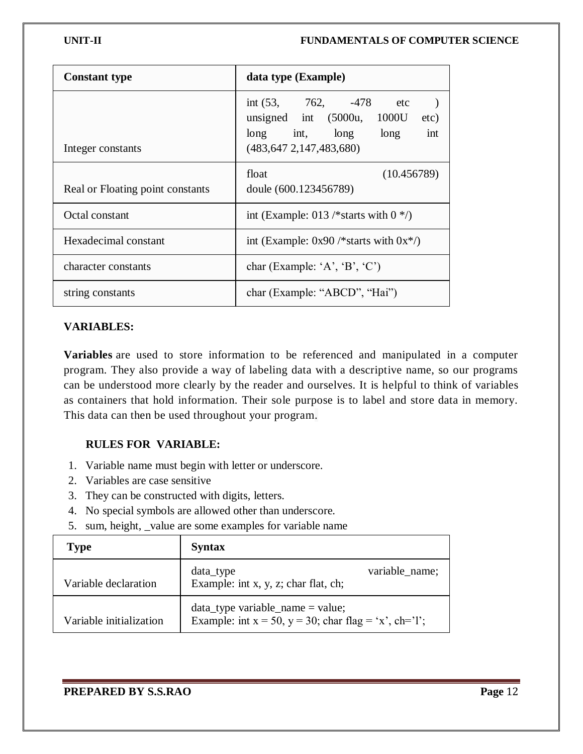| Constant type | data type (Example) |
|---|---|
| Integer constants | int (53, 762, -478 etc ) unsigned int (5000u, 1000U etc) long int, long long int (483,647 2,147,483,680) |
| Real or Floating point constants | float (10.456789) doule (600.123456789) |
| Octal constant | int (Example: 013 /*starts with 0 */) |
| Hexadecimal constant | int (Example: 0x90 /*starts with 0x*/) |
| character constants | char (Example: 'A', 'B', 'C') |
| string constants | char (Example: "ABCD", "Hai") |

**VARIABLES:**

**Variables** are used to store information to be referenced and manipulated in a computer program. They also provide a way of labeling data with a descriptive name, so our programs can be understood more clearly by the reader and ourselves. It is helpful to think of variables as containers that hold information. Their sole purpose is to label and store data in memory. This data can then be used throughout your program.

**RULES FOR VARIABLE:**

1. Variable name must begin with letter or underscore.
2. Variables are case sensitive
3. They can be constructed with digits, letters.
4. No special symbols are allowed other than underscore.
5. sum, height, _value are some examples for variable name

| Type | Syntax |
|---|---|
| Variable declaration | data_type variable_name; Example: int x, y, z; char flat, ch; |
| Variable initialization | data_type variable_name = value; Example: int x = 50, y = 30; char flag = 'x', ch='l'; |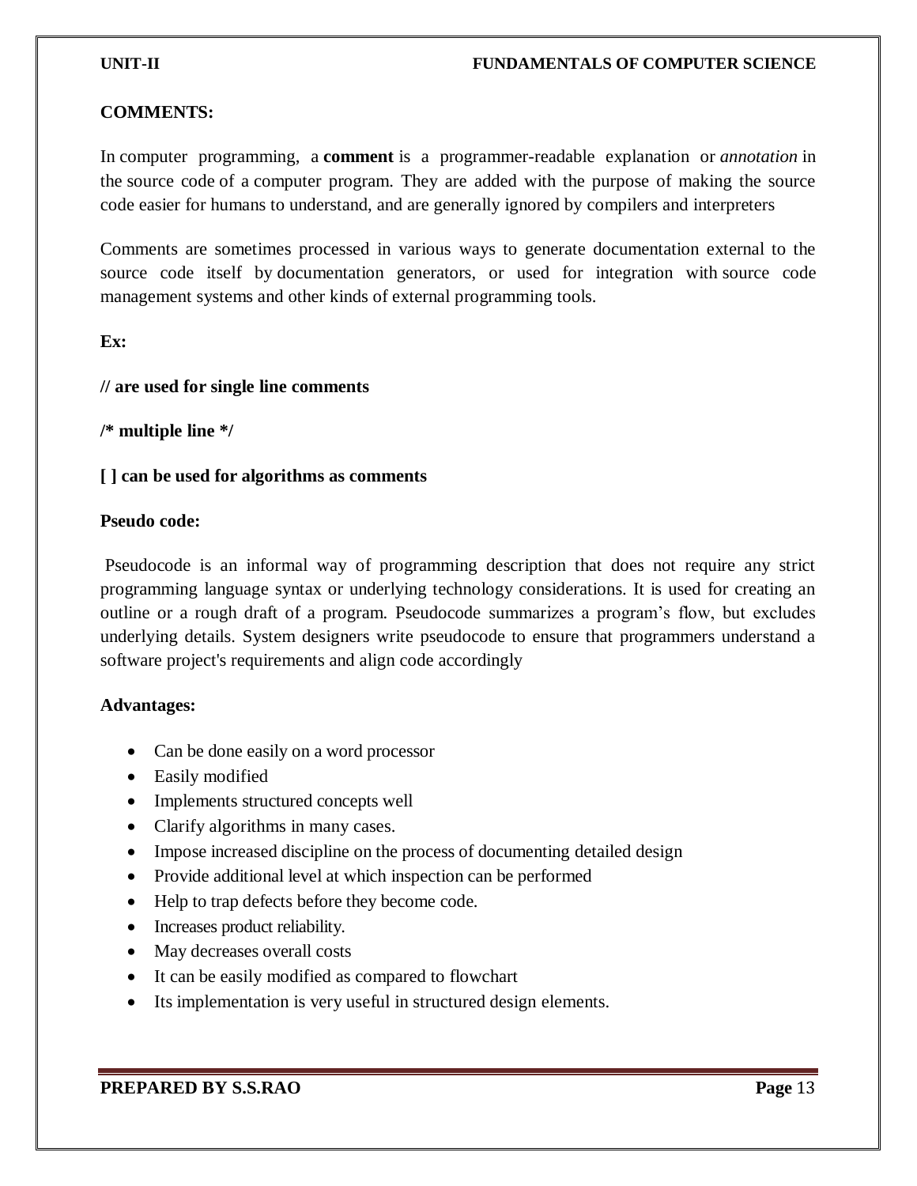**COMMENTS:**

In computer programming, a **comment** is a programmer-readable explanation or *annotation* in the source code of a computer program. They are added with the purpose of making the source code easier for humans to understand, and are generally ignored by compilers and interpreters

Comments are sometimes processed in various ways to generate documentation external to the source code itself by documentation generators, or used for integration with source code management systems and other kinds of external programming tools.

**Ex:**

**// are used for single line comments**

**/* multiple line */**

**[ ] can be used for algorithms as comments**

**Pseudo code:**

Pseudocode is an informal way of programming description that does not require any strict programming language syntax or underlying technology considerations. It is used for creating an outline or a rough draft of a program. Pseudocode summarizes a program's flow, but excludes underlying details. System designers write pseudocode to ensure that programmers understand a software project's requirements and align code accordingly

**Advantages:**

- Can be done easily on a word processor
- Easily modified
- Implements structured concepts well
- Clarify algorithms in many cases.
- Impose increased discipline on the process of documenting detailed design
- Provide additional level at which inspection can be performed
- Help to trap defects before they become code.
- Increases product reliability.
- May decreases overall costs
- It can be easily modified as compared to flowchart
- Its implementation is very useful in structured design elements.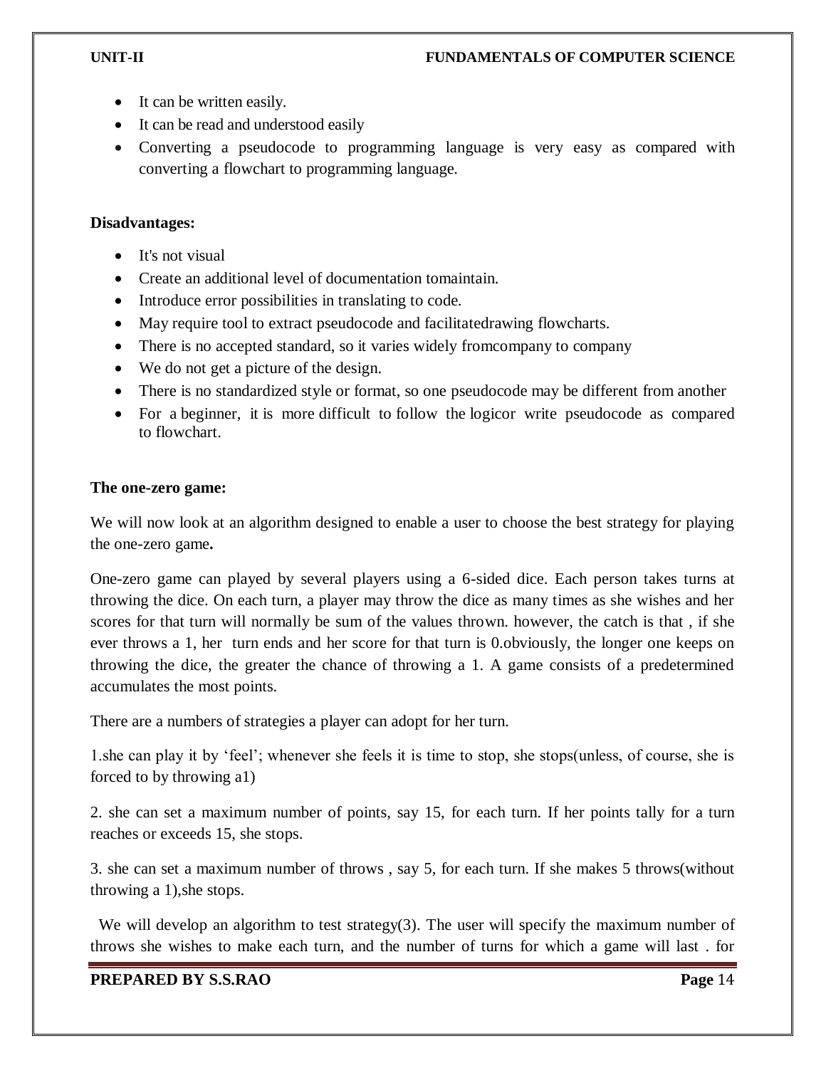- It can be written easily.
- It can be read and understood easily
- Converting a pseudocode to programming language is very easy as compared with converting a flowchart to programming language.

**Disadvantages:**

- It's not visual
- Create an additional level of documentation tomaintain.
- Introduce error possibilities in translating to code.
- May require tool to extract pseudocode and facilitatedrawing flowcharts.
- There is no accepted standard, so it varies widely fromcompany to company
- We do not get a picture of the design.
- There is no standardized style or format, so one pseudocode may be different from another
- For a beginner, it is more difficult to follow the logicor write pseudocode as compared to flowchart.

**The one-zero game:**

We will now look at an algorithm designed to enable a user to choose the best strategy for playing the one-zero game**.**

One-zero game can played by several players using a 6-sided dice. Each person takes turns at throwing the dice. On each turn, a player may throw the dice as many times as she wishes and her scores for that turn will normally be sum of the values thrown. however, the catch is that , if she ever throws a 1, her turn ends and her score for that turn is 0.obviously, the longer one keeps on throwing the dice, the greater the chance of throwing a 1. A game consists of a predetermined accumulates the most points.

There are a numbers of strategies a player can adopt for her turn.

1.she can play it by 'feel'; whenever she feels it is time to stop, she stops(unless, of course, she is forced to by throwing a1)

2. she can set a maximum number of points, say 15, for each turn. If her points tally for a turn reaches or exceeds 15, she stops.

3. she can set a maximum number of throws , say 5, for each turn. If she makes 5 throws(without throwing a 1),she stops.

We will develop an algorithm to test strategy(3). The user will specify the maximum number of throws she wishes to make each turn, and the number of turns for which a game will last . for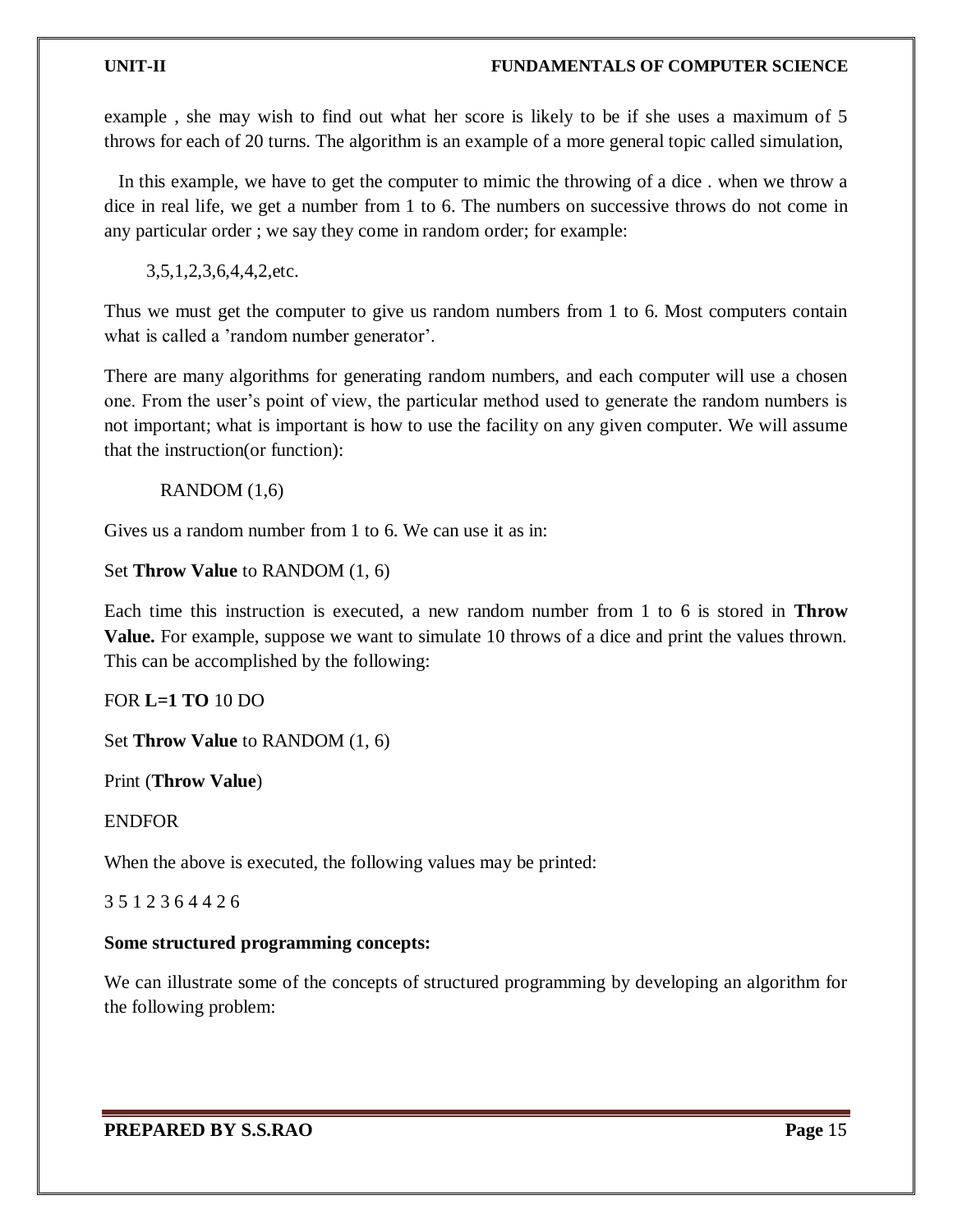example , she may wish to find out what her score is likely to be if she uses a maximum of 5 throws for each of 20 turns. The algorithm is an example of a more general topic called simulation,

In this example, we have to get the computer to mimic the throwing of a dice . when we throw a dice in real life, we get a number from 1 to 6. The numbers on successive throws do not come in any particular order ; we say they come in random order; for example:

3,5,1,2,3,6,4,4,2,etc.

Thus we must get the computer to give us random numbers from 1 to 6. Most computers contain what is called a 'random number generator'.

There are many algorithms for generating random numbers, and each computer will use a chosen one. From the user's point of view, the particular method used to generate the random numbers is not important; what is important is how to use the facility on any given computer. We will assume that the instruction(or function):

RANDOM (1,6)

Gives us a random number from 1 to 6. We can use it as in:

Set **Throw Value** to RANDOM (1, 6)

Each time this instruction is executed, a new random number from 1 to 6 is stored in **Throw Value.** For example, suppose we want to simulate 10 throws of a dice and print the values thrown. This can be accomplished by the following:

FOR **L=1 TO** 10 DO

Set **Throw Value** to RANDOM (1, 6)

Print (**Throw Value**)

ENDFOR

When the above is executed, the following values may be printed:

3 5 1 2 3 6 4 4 2 6

**Some structured programming concepts:**

We can illustrate some of the concepts of structured programming by developing an algorithm for the following problem: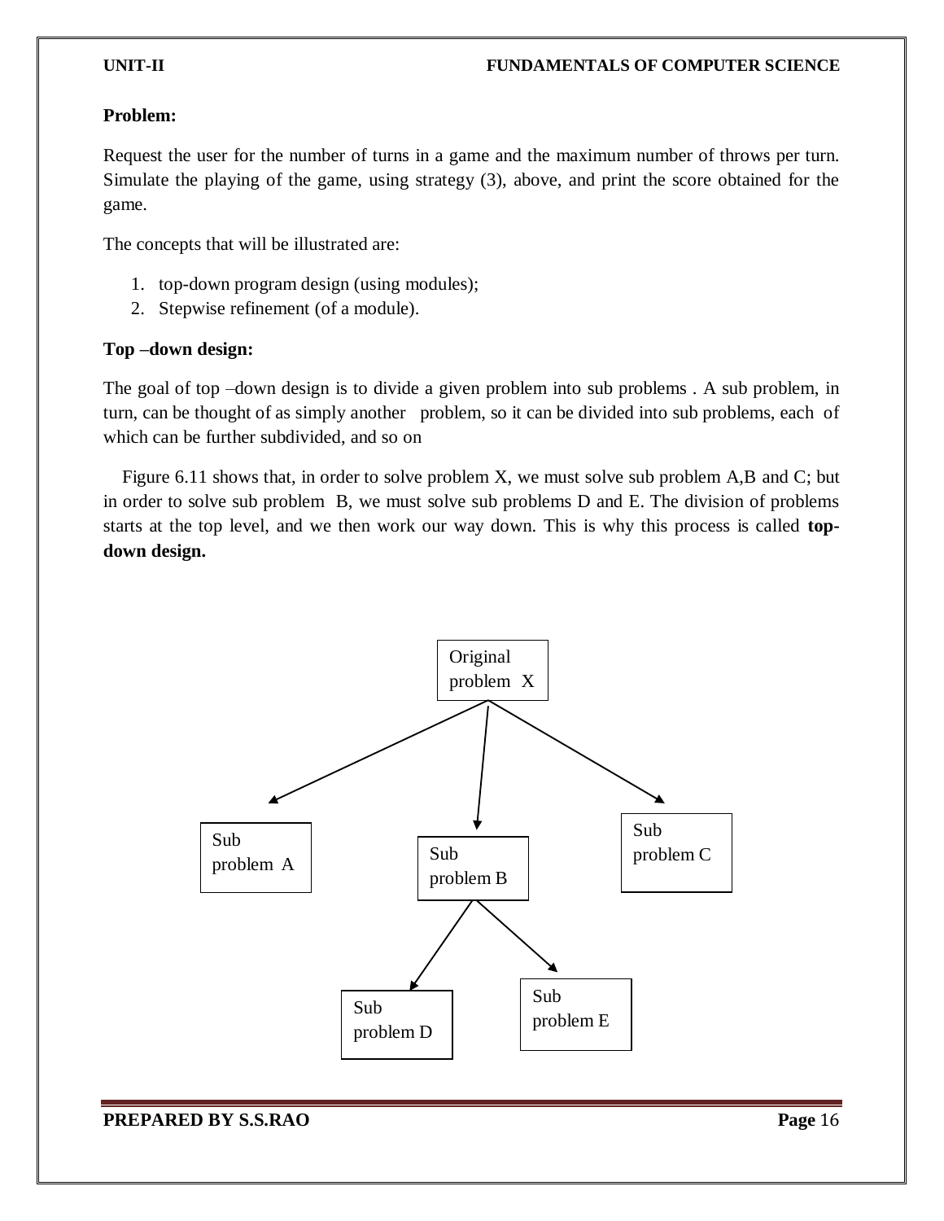**Problem:**

Request the user for the number of turns in a game and the maximum number of throws per turn. Simulate the playing of the game, using strategy (3), above, and print the score obtained for the game.

The concepts that will be illustrated are:

1. top-down program design (using modules);
2. Stepwise refinement (of a module).

**Top –down design:**

The goal of top –down design is to divide a given problem into sub problems . A sub problem, in turn, can be thought of as simply another problem, so it can be divided into sub problems, each of which can be further subdivided, and so on

Figure 6.11 shows that, in order to solve problem X, we must solve sub problem A,B and C; but in order to solve sub problem B, we must solve sub problems D and E. The division of problems starts at the top level, and we then work our way down. This is why this process is called **top-down design.**

```
                 Original problem X
               /         |          \
   Sub problem A   Sub problem B   Sub problem C
                    /         \
          Sub problem D    Sub problem E
```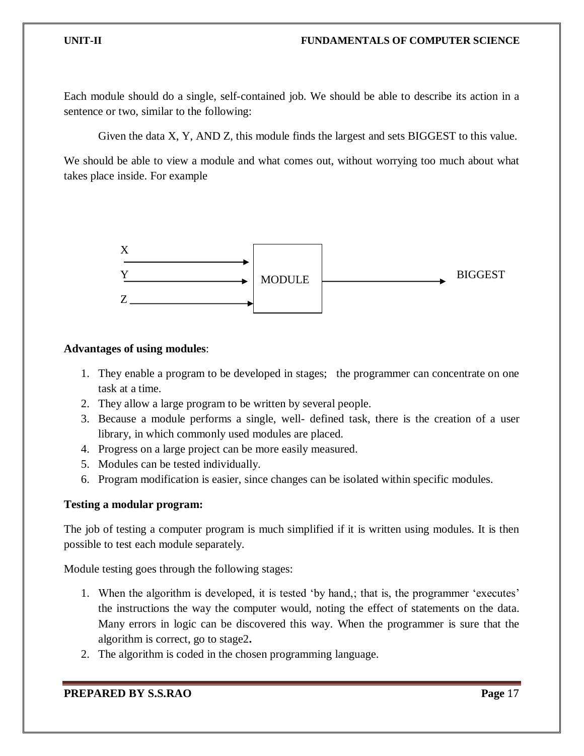Each module should do a single, self-contained job. We should be able to describe its action in a sentence or two, similar to the following:

Given the data X, Y, AND Z, this module finds the largest and sets BIGGEST to this value.

We should be able to view a module and what comes out, without worrying too much about what takes place inside. For example

```
X
─────────────────►  ┌────────┐
Y                   │        │
─────────────────►  │ MODULE │ ─────────────────►  BIGGEST
Z                   │        │
─────────────────►  └────────┘
```

**Advantages of using modules**:

1. They enable a program to be developed in stages; the programmer can concentrate on one task at a time.
2. They allow a large program to be written by several people.
3. Because a module performs a single, well- defined task, there is the creation of a user library, in which commonly used modules are placed.
4. Progress on a large project can be more easily measured.
5. Modules can be tested individually.
6. Program modification is easier, since changes can be isolated within specific modules.

**Testing a modular program:**

The job of testing a computer program is much simplified if it is written using modules. It is then possible to test each module separately.

Module testing goes through the following stages:

1. When the algorithm is developed, it is tested 'by hand,; that is, the programmer 'executes' the instructions the way the computer would, noting the effect of statements on the data. Many errors in logic can be discovered this way. When the programmer is sure that the algorithm is correct, go to stage2**.**
2. The algorithm is coded in the chosen programming language.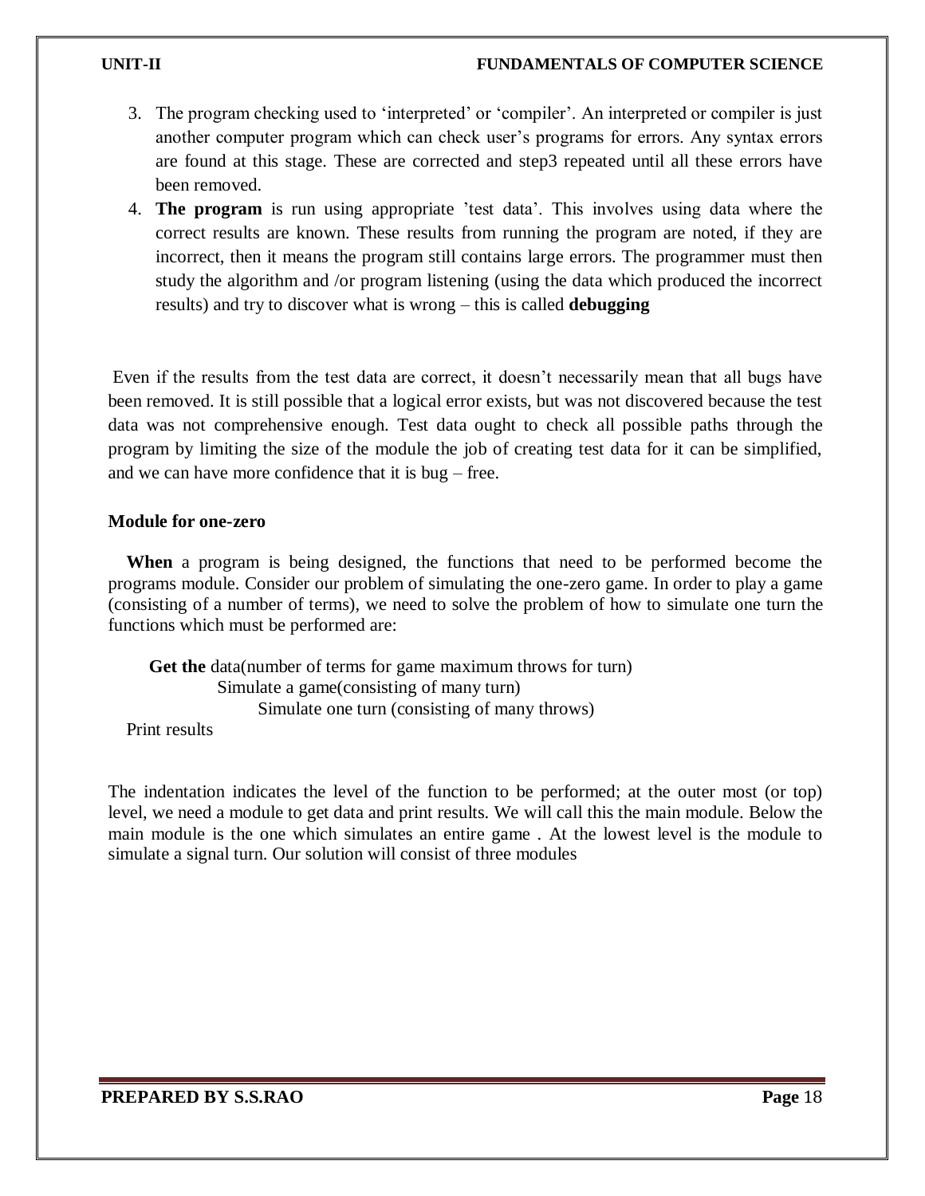3. The program checking used to 'interpreted' or 'compiler'. An interpreted or compiler is just another computer program which can check user's programs for errors. Any syntax errors are found at this stage. These are corrected and step3 repeated until all these errors have been removed.
4. **The program** is run using appropriate 'test data'. This involves using data where the correct results are known. These results from running the program are noted, if they are incorrect, then it means the program still contains large errors. The programmer must then study the algorithm and /or program listening (using the data which produced the incorrect results) and try to discover what is wrong – this is called **debugging**

Even if the results from the test data are correct, it doesn't necessarily mean that all bugs have been removed. It is still possible that a logical error exists, but was not discovered because the test data was not comprehensive enough. Test data ought to check all possible paths through the program by limiting the size of the module the job of creating test data for it can be simplified, and we can have more confidence that it is bug – free.

**Module for one-zero**

**When** a program is being designed, the functions that need to be performed become the programs module. Consider our problem of simulating the one-zero game. In order to play a game (consisting of a number of terms), we need to solve the problem of how to simulate one turn the functions which must be performed are:

**Get the** data(number of terms for game maximum throws for turn)
- Simulate a game(consisting of many turn)
  - Simulate one turn (consisting of many throws)

Print results

The indentation indicates the level of the function to be performed; at the outer most (or top) level, we need a module to get data and print results. We will call this the main module. Below the main module is the one which simulates an entire game . At the lowest level is the module to simulate a signal turn. Our solution will consist of three modules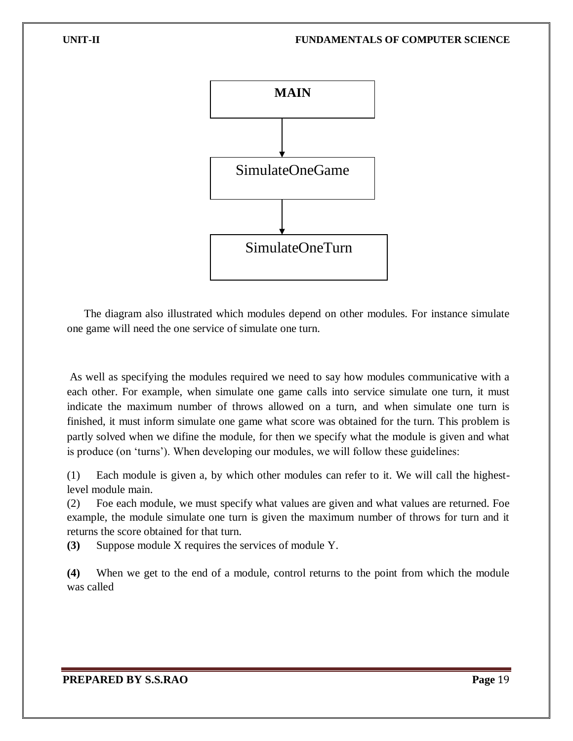MAIN

↓

SimulateOneGame

↓

SimulateOneTurn

The diagram also illustrated which modules depend on other modules. For instance simulate one game will need the one service of simulate one turn.

As well as specifying the modules required we need to say how modules communicative with a each other. For example, when simulate one game calls into service simulate one turn, it must indicate the maximum number of throws allowed on a turn, and when simulate one turn is finished, it must inform simulate one game what score was obtained for the turn. This problem is partly solved when we difine the module, for then we specify what the module is given and what is produce (on 'turns'). When developing our modules, we will follow these guidelines:

(1) Each module is given a, by which other modules can refer to it. We will call the highest-level module main.

(2) Foe each module, we must specify what values are given and what values are returned. Foe example, the module simulate one turn is given the maximum number of throws for turn and it returns the score obtained for that turn.

**(3)** Suppose module X requires the services of module Y.

**(4)** When we get to the end of a module, control returns to the point from which the module was called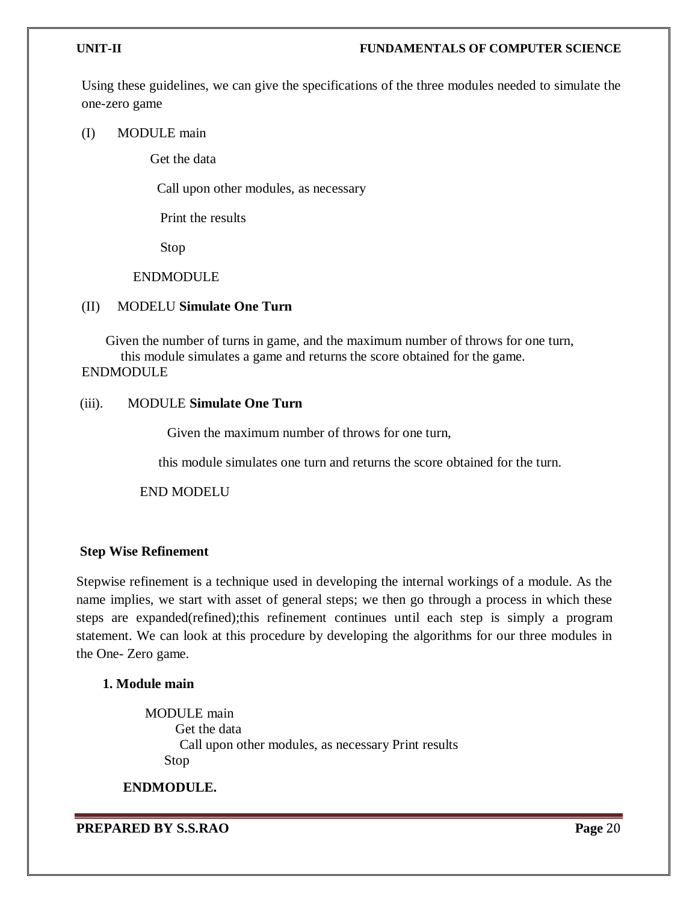Using these guidelines, we can give the specifications of the three modules needed to simulate the one-zero game

(I) MODULE main

Get the data

Call upon other modules, as necessary

Print the results

Stop

ENDMODULE

(II) MODELU **Simulate One Turn**

Given the number of turns in game, and the maximum number of throws for one turn, this module simulates a game and returns the score obtained for the game.
ENDMODULE

(iii). MODULE **Simulate One Turn**

Given the maximum number of throws for one turn,

this module simulates one turn and returns the score obtained for the turn.

END MODELU

**Step Wise Refinement**

Stepwise refinement is a technique used in developing the internal workings of a module. As the name implies, we start with asset of general steps; we then go through a process in which these steps are expanded(refined);this refinement continues until each step is simply a program statement. We can look at this procedure by developing the algorithms for our three modules in the One- Zero game.

**1. Module main**

```
MODULE main
      Get the data
        Call upon other modules, as necessary Print results
    Stop
```

**ENDMODULE.**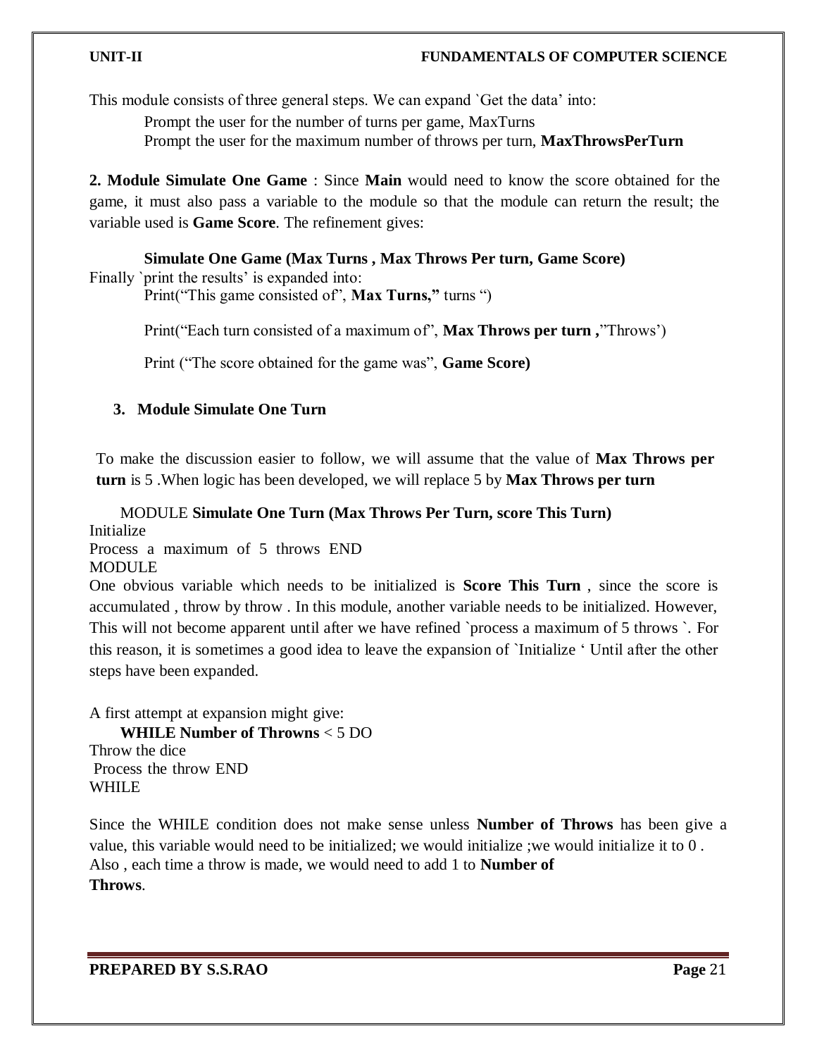This module consists of three general steps. We can expand `Get the data' into:

Prompt the user for the number of turns per game, MaxTurns
Prompt the user for the maximum number of throws per turn, **MaxThrowsPerTurn**

**2. Module Simulate One Game** : Since **Main** would need to know the score obtained for the game, it must also pass a variable to the module so that the module can return the result; the variable used is **Game Score**. The refinement gives:

**Simulate One Game (Max Turns , Max Throws Per turn, Game Score)**

Finally `print the results' is expanded into:

Print("This game consisted of", **Max Turns,"** turns ")

Print("Each turn consisted of a maximum of", **Max Throws per turn ,**"Throws')

Print ("The score obtained for the game was", **Game Score)**

**3. Module Simulate One Turn**

To make the discussion easier to follow, we will assume that the value of **Max Throws per turn** is 5 .When logic has been developed, we will replace 5 by **Max Throws per turn**

MODULE **Simulate One Turn (Max Throws Per Turn, score This Turn)**
Initialize
Process a maximum of 5 throws END
MODULE

One obvious variable which needs to be initialized is **Score This Turn** , since the score is accumulated , throw by throw . In this module, another variable needs to be initialized. However, This will not become apparent until after we have refined `process a maximum of 5 throws `. For this reason, it is sometimes a good idea to leave the expansion of `Initialize ' Until after the other steps have been expanded.

A first attempt at expansion might give:

**WHILE Number of Throwns** < 5 DO
Throw the dice
Process the throw END
WHILE

Since the WHILE condition does not make sense unless **Number of Throws** has been give a value, this variable would need to be initialized; we would initialize ;we would initialize it to 0 . Also , each time a throw is made, we would need to add 1 to **Number of Throws**.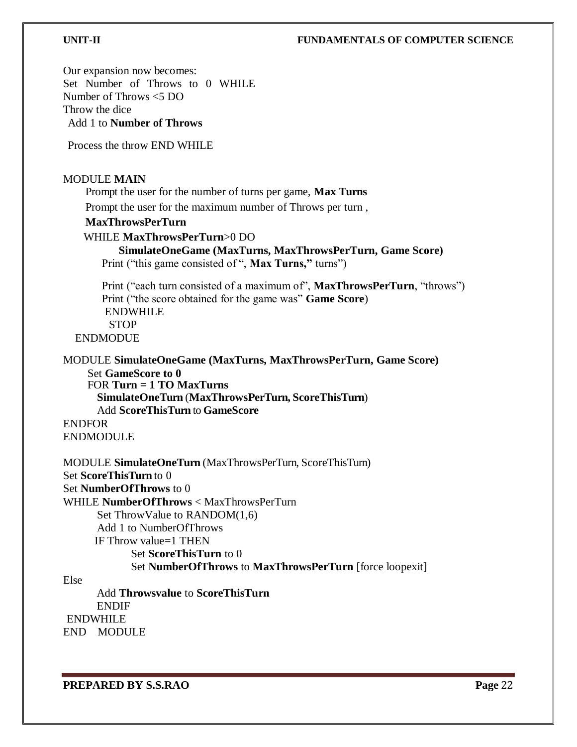Our expansion now becomes:
Set Number of Throws to 0 WHILE
Number of Throws <5 DO
Throw the dice
Add 1 to **Number of Throws**

Process the throw END WHILE

```
MODULE MAIN
      Prompt the user for the number of turns per game, Max Turns
      Prompt the user for the maximum number of Throws per turn ,
      MaxThrowsPerTurn
      WHILE MaxThrowsPerTurn>0 DO
            SimulateOneGame (MaxTurns, MaxThrowsPerTurn, Game Score)
          Print ("this game consisted of ", Max Turns," turns")
          Print ("each turn consisted of a maximum of", MaxThrowsPerTurn, "throws")
          Print ("the score obtained for the game was" Game Score)
           ENDWHILE
            STOP
   ENDMODUE

MODULE SimulateOneGame (MaxTurns, MaxThrowsPerTurn, Game Score)
      Set GameScore to 0
      FOR Turn = 1 TO MaxTurns
        SimulateOneTurn (MaxThrowsPerTurn, ScoreThisTurn)
        Add ScoreThisTurn to GameScore
ENDFOR
ENDMODULE

MODULE SimulateOneTurn (MaxThrowsPerTurn, ScoreThisTurn)
Set ScoreThisTurn to 0
Set NumberOfThrows to 0
WHILE NumberOfThrows < MaxThrowsPerTurn
        Set ThrowValue to RANDOM(1,6)
        Add 1 to NumberOfThrows
       IF Throw value=1 THEN
              Set ScoreThisTurn to 0
              Set NumberOfThrows to MaxThrowsPerTurn [force loopexit]
Else
        Add Throwsvalue to ScoreThisTurn
        ENDIF
 ENDWHILE
END   MODULE
```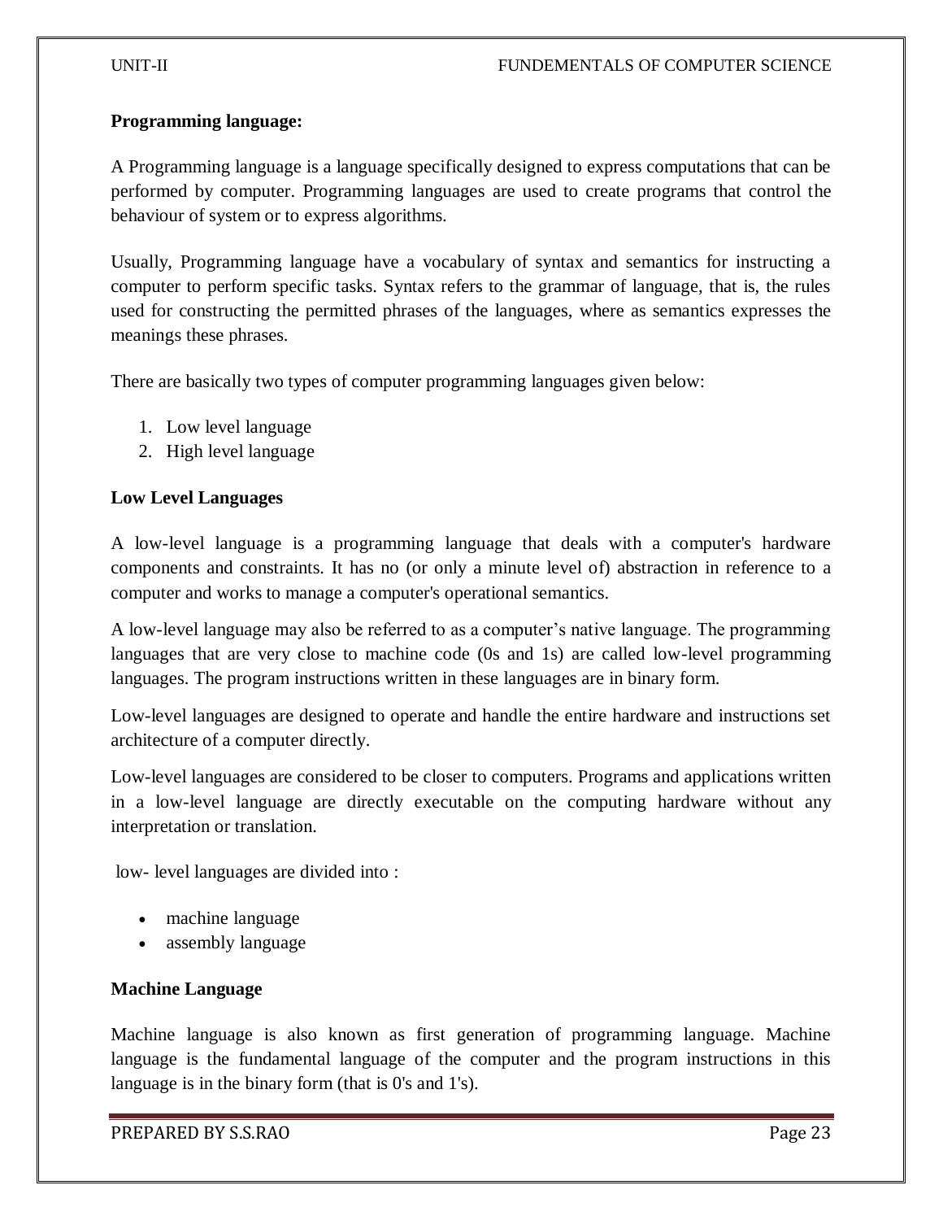**Programming language:**

A Programming language is a language specifically designed to express computations that can be performed by computer. Programming languages are used to create programs that control the behaviour of system or to express algorithms.

Usually, Programming language have a vocabulary of syntax and semantics for instructing a computer to perform specific tasks. Syntax refers to the grammar of language, that is, the rules used for constructing the permitted phrases of the languages, where as semantics expresses the meanings these phrases.

There are basically two types of computer programming languages given below:

1. Low level language
2. High level language

**Low Level Languages**

A low-level language is a programming language that deals with a computer's hardware components and constraints. It has no (or only a minute level of) abstraction in reference to a computer and works to manage a computer's operational semantics.

A low-level language may also be referred to as a computer's native language. The programming languages that are very close to machine code (0s and 1s) are called low-level programming languages. The program instructions written in these languages are in binary form.

Low-level languages are designed to operate and handle the entire hardware and instructions set architecture of a computer directly.

Low-level languages are considered to be closer to computers. Programs and applications written in a low-level language are directly executable on the computing hardware without any interpretation or translation.

low- level languages are divided into :

- machine language
- assembly language

**Machine Language**

Machine language is also known as first generation of programming language. Machine language is the fundamental language of the computer and the program instructions in this language is in the binary form (that is 0's and 1's).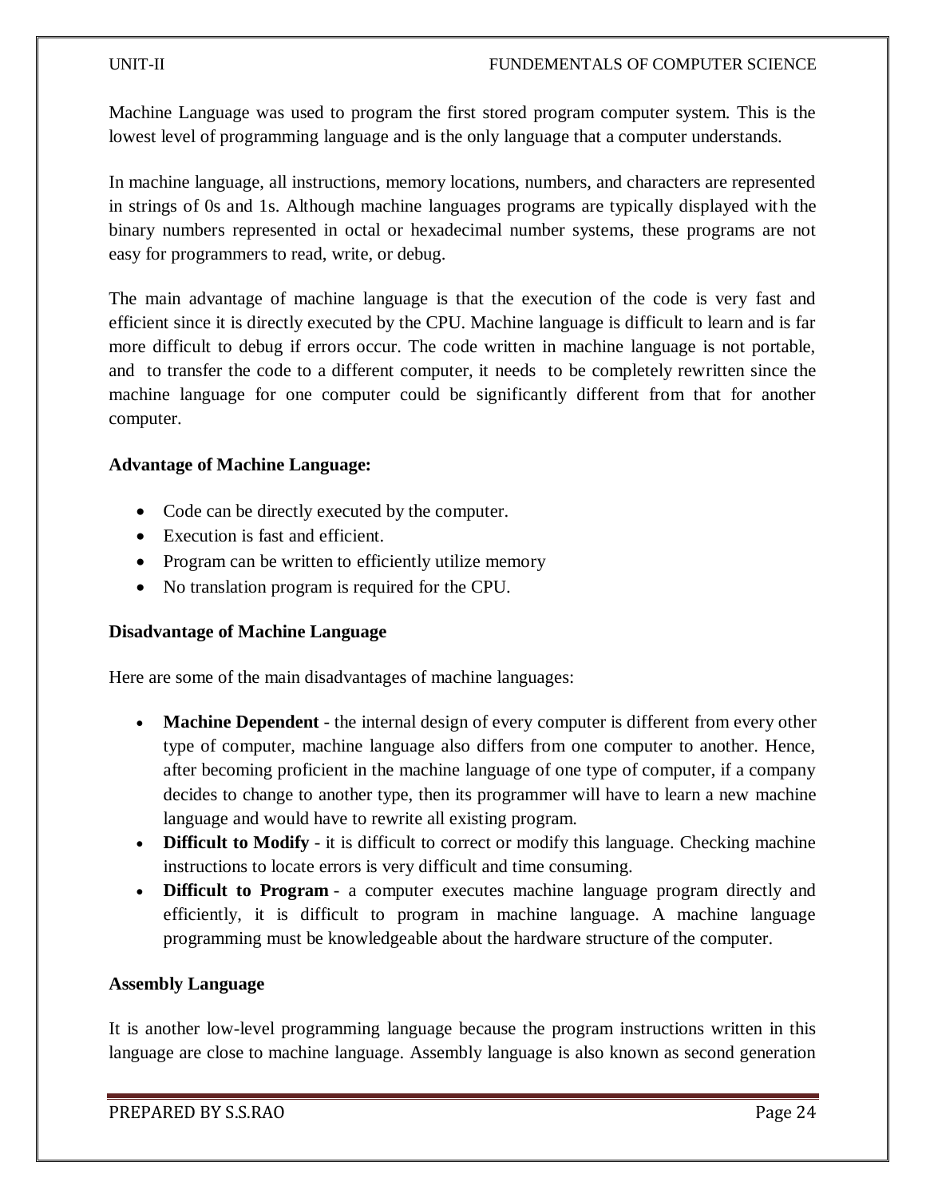Machine Language was used to program the first stored program computer system. This is the lowest level of programming language and is the only language that a computer understands.

In machine language, all instructions, memory locations, numbers, and characters are represented in strings of 0s and 1s. Although machine languages programs are typically displayed with the binary numbers represented in octal or hexadecimal number systems, these programs are not easy for programmers to read, write, or debug.

The main advantage of machine language is that the execution of the code is very fast and efficient since it is directly executed by the CPU. Machine language is difficult to learn and is far more difficult to debug if errors occur. The code written in machine language is not portable, and to transfer the code to a different computer, it needs to be completely rewritten since the machine language for one computer could be significantly different from that for another computer.

**Advantage of Machine Language:**

- Code can be directly executed by the computer.
- Execution is fast and efficient.
- Program can be written to efficiently utilize memory
- No translation program is required for the CPU.

**Disadvantage of Machine Language**

Here are some of the main disadvantages of machine languages:

- **Machine Dependent** - the internal design of every computer is different from every other type of computer, machine language also differs from one computer to another. Hence, after becoming proficient in the machine language of one type of computer, if a company decides to change to another type, then its programmer will have to learn a new machine language and would have to rewrite all existing program.
- **Difficult to Modify** - it is difficult to correct or modify this language. Checking machine instructions to locate errors is very difficult and time consuming.
- **Difficult to Program** - a computer executes machine language program directly and efficiently, it is difficult to program in machine language. A machine language programming must be knowledgeable about the hardware structure of the computer.

**Assembly Language**

It is another low-level programming language because the program instructions written in this language are close to machine language. Assembly language is also known as second generation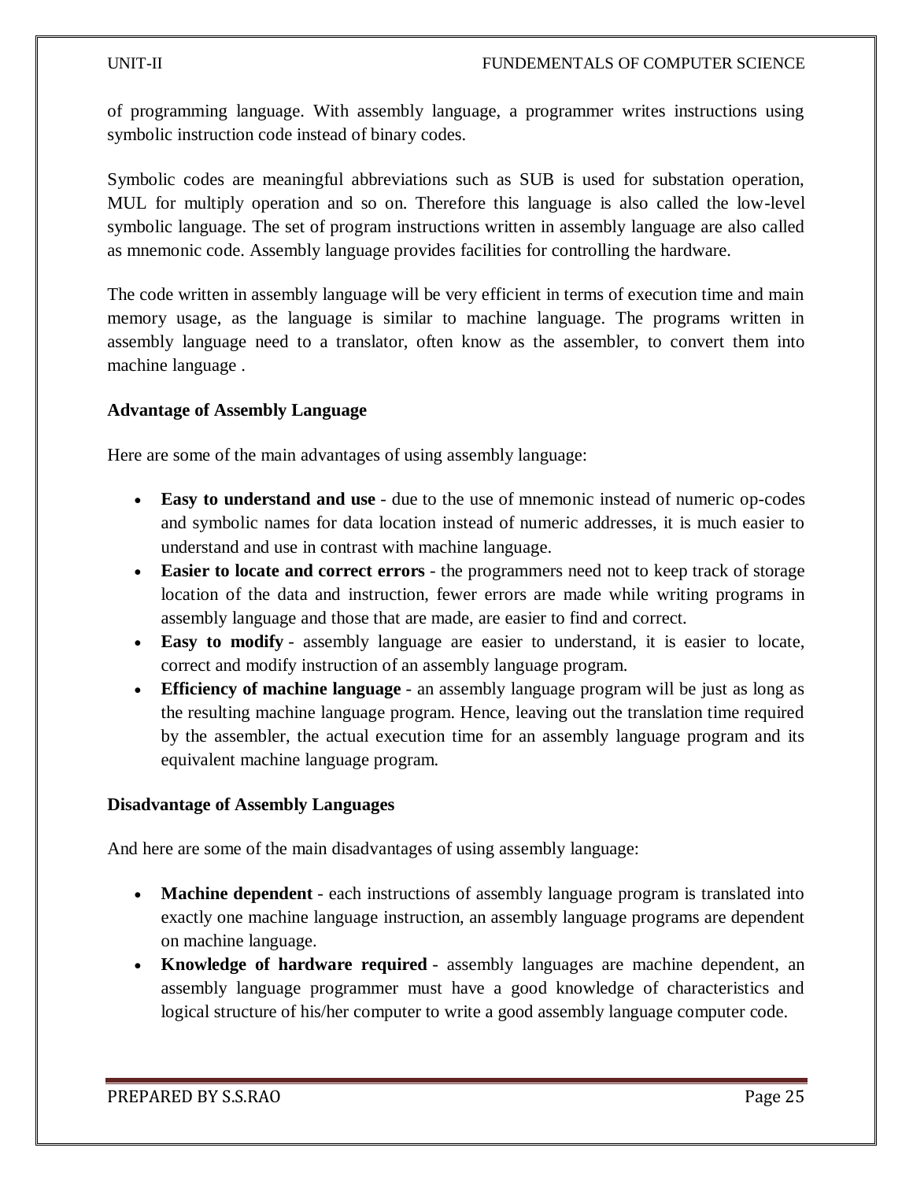of programming language. With assembly language, a programmer writes instructions using symbolic instruction code instead of binary codes.

Symbolic codes are meaningful abbreviations such as SUB is used for substation operation, MUL for multiply operation and so on. Therefore this language is also called the low-level symbolic language. The set of program instructions written in assembly language are also called as mnemonic code. Assembly language provides facilities for controlling the hardware.

The code written in assembly language will be very efficient in terms of execution time and main memory usage, as the language is similar to machine language. The programs written in assembly language need to a translator, often know as the assembler, to convert them into machine language .

**Advantage of Assembly Language**

Here are some of the main advantages of using assembly language:

- **Easy to understand and use** - due to the use of mnemonic instead of numeric op-codes and symbolic names for data location instead of numeric addresses, it is much easier to understand and use in contrast with machine language.
- **Easier to locate and correct errors** - the programmers need not to keep track of storage location of the data and instruction, fewer errors are made while writing programs in assembly language and those that are made, are easier to find and correct.
- **Easy to modify** - assembly language are easier to understand, it is easier to locate, correct and modify instruction of an assembly language program.
- **Efficiency of machine language** - an assembly language program will be just as long as the resulting machine language program. Hence, leaving out the translation time required by the assembler, the actual execution time for an assembly language program and its equivalent machine language program.

**Disadvantage of Assembly Languages**

And here are some of the main disadvantages of using assembly language:

- **Machine dependent** - each instructions of assembly language program is translated into exactly one machine language instruction, an assembly language programs are dependent on machine language.
- **Knowledge of hardware required** - assembly languages are machine dependent, an assembly language programmer must have a good knowledge of characteristics and logical structure of his/her computer to write a good assembly language computer code.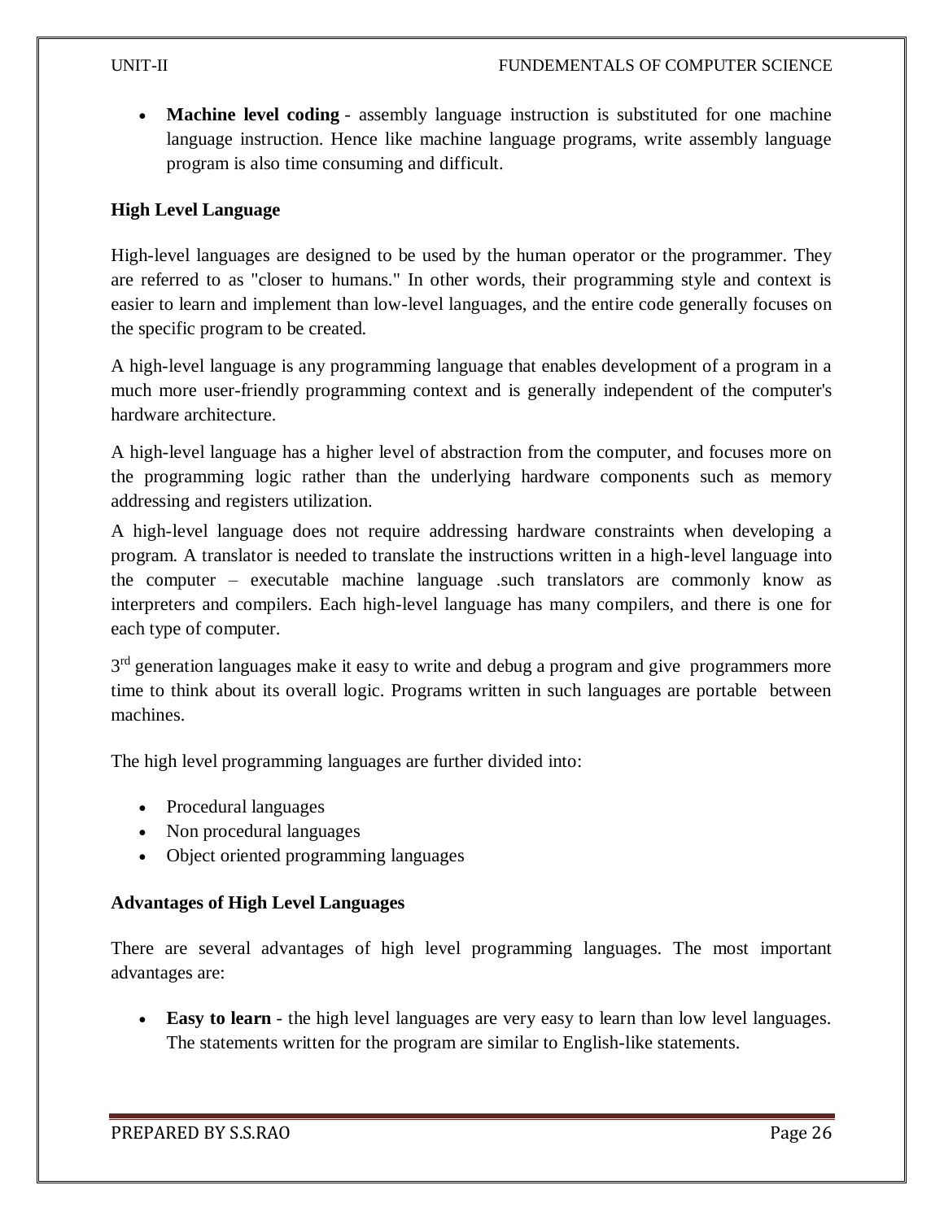- **Machine level coding** - assembly language instruction is substituted for one machine language instruction. Hence like machine language programs, write assembly language program is also time consuming and difficult.

### High Level Language

High-level languages are designed to be used by the human operator or the programmer. They are referred to as "closer to humans." In other words, their programming style and context is easier to learn and implement than low-level languages, and the entire code generally focuses on the specific program to be created.

A high-level language is any programming language that enables development of a program in a much more user-friendly programming context and is generally independent of the computer's hardware architecture.

A high-level language has a higher level of abstraction from the computer, and focuses more on the programming logic rather than the underlying hardware components such as memory addressing and registers utilization.

A high-level language does not require addressing hardware constraints when developing a program. A translator is needed to translate the instructions written in a high-level language into the computer – executable machine language .such translators are commonly know as interpreters and compilers. Each high-level language has many compilers, and there is one for each type of computer.

3rd generation languages make it easy to write and debug a program and give programmers more time to think about its overall logic. Programs written in such languages are portable between machines.

The high level programming languages are further divided into:

- Procedural languages
- Non procedural languages
- Object oriented programming languages

### Advantages of High Level Languages

There are several advantages of high level programming languages. The most important advantages are:

- **Easy to learn** - the high level languages are very easy to learn than low level languages. The statements written for the program are similar to English-like statements.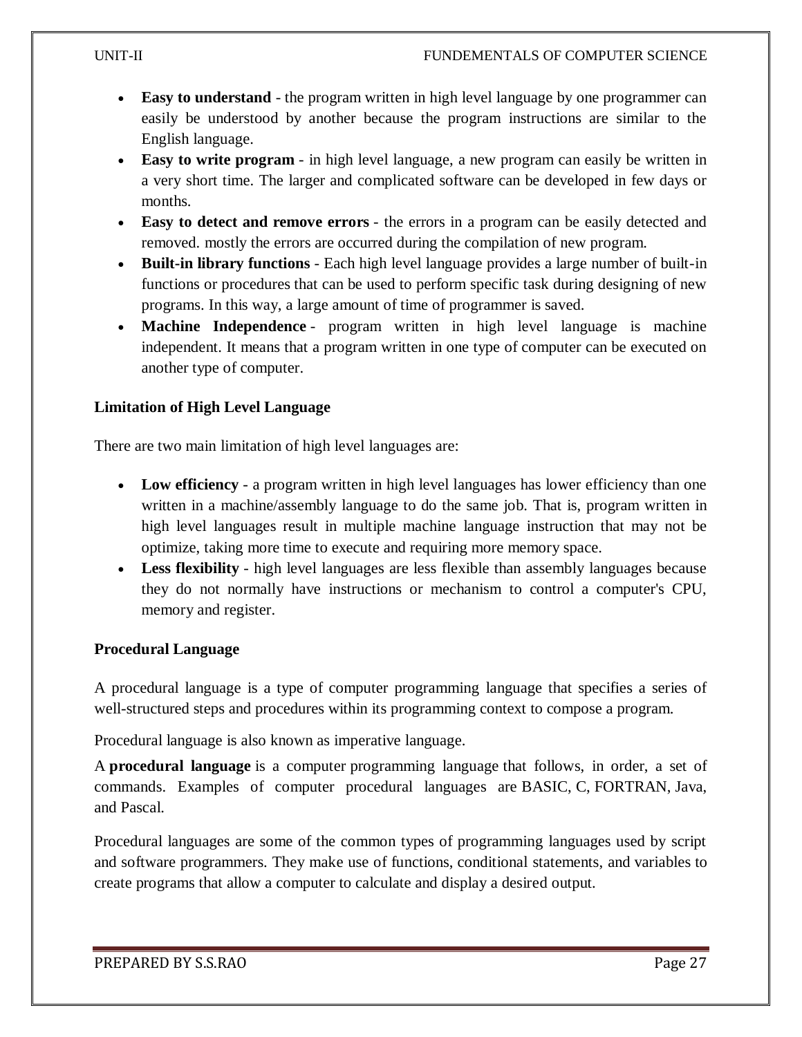- **Easy to understand** - the program written in high level language by one programmer can easily be understood by another because the program instructions are similar to the English language.
- **Easy to write program** - in high level language, a new program can easily be written in a very short time. The larger and complicated software can be developed in few days or months.
- **Easy to detect and remove errors** - the errors in a program can be easily detected and removed. mostly the errors are occurred during the compilation of new program.
- **Built-in library functions** - Each high level language provides a large number of built-in functions or procedures that can be used to perform specific task during designing of new programs. In this way, a large amount of time of programmer is saved.
- **Machine Independence** - program written in high level language is machine independent. It means that a program written in one type of computer can be executed on another type of computer.

### Limitation of High Level Language

There are two main limitation of high level languages are:

- **Low efficiency** - a program written in high level languages has lower efficiency than one written in a machine/assembly language to do the same job. That is, program written in high level languages result in multiple machine language instruction that may not be optimize, taking more time to execute and requiring more memory space.
- **Less flexibility** - high level languages are less flexible than assembly languages because they do not normally have instructions or mechanism to control a computer's CPU, memory and register.

### Procedural Language

A procedural language is a type of computer programming language that specifies a series of well-structured steps and procedures within its programming context to compose a program.

Procedural language is also known as imperative language.

A **procedural language** is a computer programming language that follows, in order, a set of commands. Examples of computer procedural languages are BASIC, C, FORTRAN, Java, and Pascal.

Procedural languages are some of the common types of programming languages used by script and software programmers. They make use of functions, conditional statements, and variables to create programs that allow a computer to calculate and display a desired output.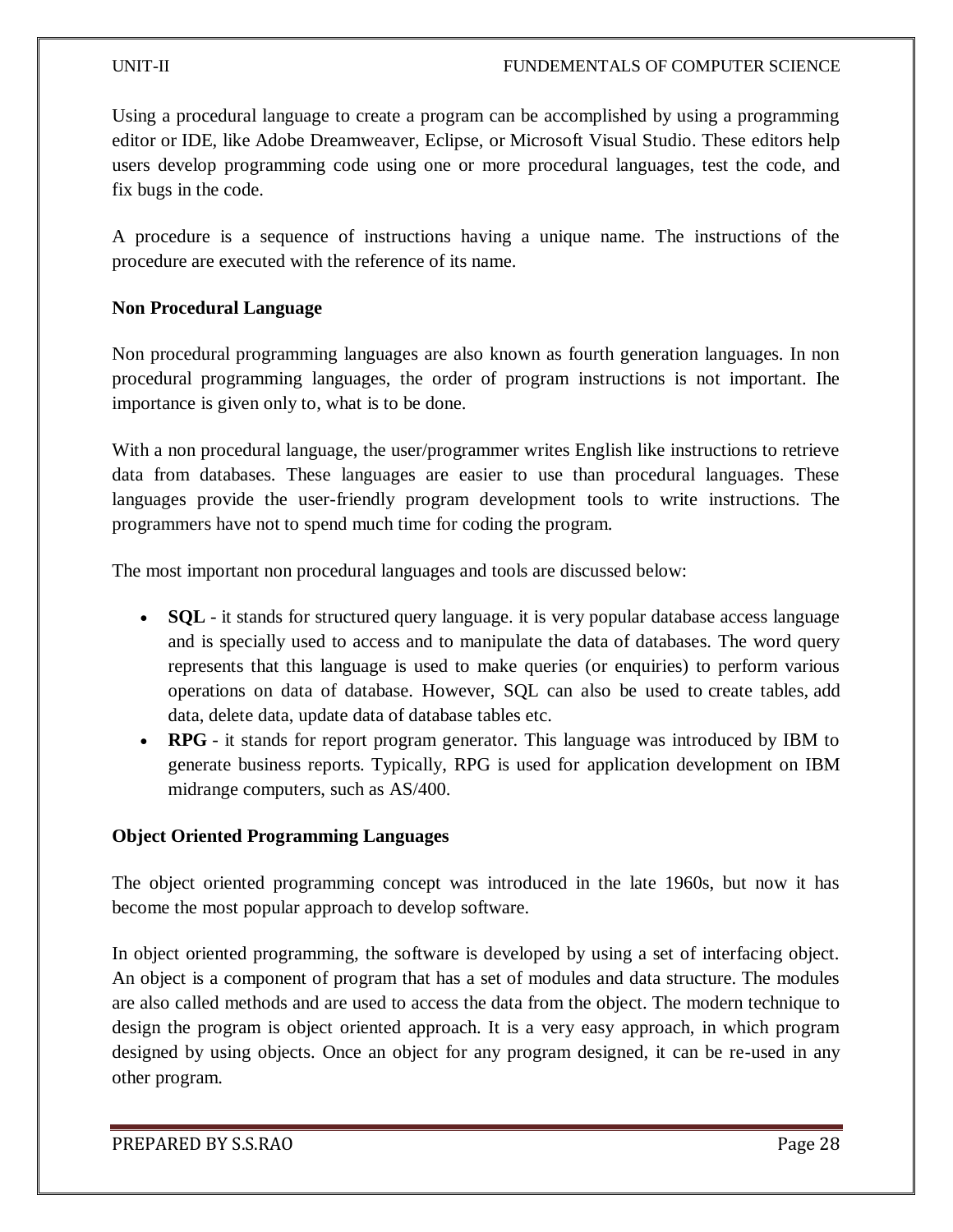Using a procedural language to create a program can be accomplished by using a programming editor or IDE, like Adobe Dreamweaver, Eclipse, or Microsoft Visual Studio. These editors help users develop programming code using one or more procedural languages, test the code, and fix bugs in the code.

A procedure is a sequence of instructions having a unique name. The instructions of the procedure are executed with the reference of its name.

**Non Procedural Language**

Non procedural programming languages are also known as fourth generation languages. In non procedural programming languages, the order of program instructions is not important. Ihe importance is given only to, what is to be done.

With a non procedural language, the user/programmer writes English like instructions to retrieve data from databases. These languages are easier to use than procedural languages. These languages provide the user-friendly program development tools to write instructions. The programmers have not to spend much time for coding the program.

The most important non procedural languages and tools are discussed below:

- **SQL** - it stands for structured query language. it is very popular database access language and is specially used to access and to manipulate the data of databases. The word query represents that this language is used to make queries (or enquiries) to perform various operations on data of database. However, SQL can also be used to create tables, add data, delete data, update data of database tables etc.
- **RPG** - it stands for report program generator. This language was introduced by IBM to generate business reports. Typically, RPG is used for application development on IBM midrange computers, such as AS/400.

**Object Oriented Programming Languages**

The object oriented programming concept was introduced in the late 1960s, but now it has become the most popular approach to develop software.

In object oriented programming, the software is developed by using a set of interfacing object. An object is a component of program that has a set of modules and data structure. The modules are also called methods and are used to access the data from the object. The modern technique to design the program is object oriented approach. It is a very easy approach, in which program designed by using objects. Once an object for any program designed, it can be re-used in any other program.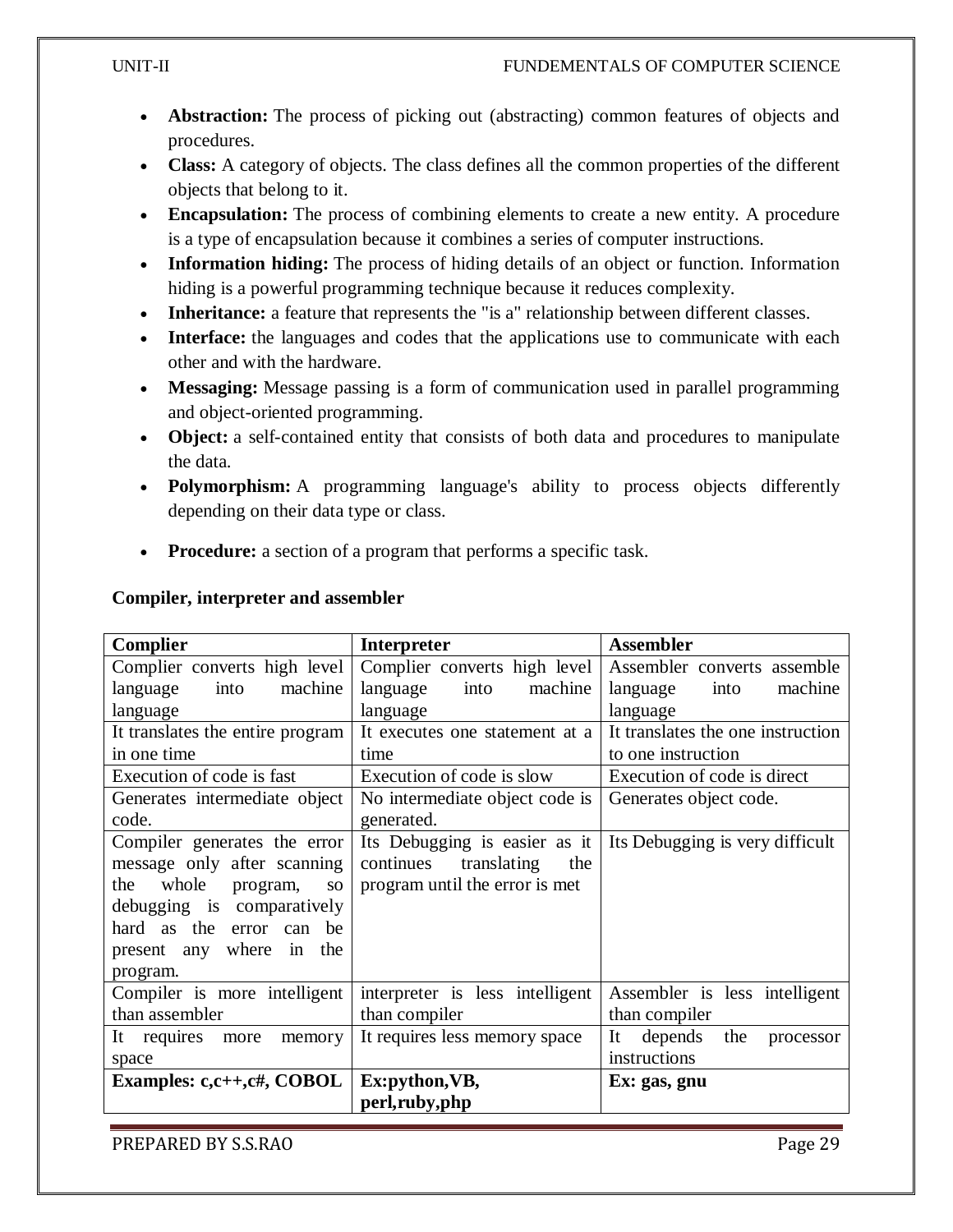- **Abstraction:** The process of picking out (abstracting) common features of objects and procedures.
- **Class:** A category of objects. The class defines all the common properties of the different objects that belong to it.
- **Encapsulation:** The process of combining elements to create a new entity. A procedure is a type of encapsulation because it combines a series of computer instructions.
- **Information hiding:** The process of hiding details of an object or function. Information hiding is a powerful programming technique because it reduces complexity.
- **Inheritance:** a feature that represents the "is a" relationship between different classes.
- **Interface:** the languages and codes that the applications use to communicate with each other and with the hardware.
- **Messaging:** Message passing is a form of communication used in parallel programming and object-oriented programming.
- **Object:** a self-contained entity that consists of both data and procedures to manipulate the data.
- **Polymorphism:** A programming language's ability to process objects differently depending on their data type or class.
- **Procedure:** a section of a program that performs a specific task.

**Compiler, interpreter and assembler**

| Complier | Interpreter | Assembler |
|---|---|---|
| Complier converts high level language into machine language | Complier converts high level language into machine language | Assembler converts assemble language into machine language |
| It translates the entire program in one time | It executes one statement at a time | It translates the one instruction to one instruction |
| Execution of code is fast | Execution of code is slow | Execution of code is direct |
| Generates intermediate object code. | No intermediate object code is generated. | Generates object code. |
| Compiler generates the error message only after scanning the whole program, so debugging is comparatively hard as the error can be present any where in the program. | Its Debugging is easier as it continues translating the program until the error is met | Its Debugging is very difficult |
| Compiler is more intelligent than assembler | interpreter is less intelligent than compiler | Assembler is less intelligent than compiler |
| It requires more memory space | It requires less memory space | It depends the processor instructions |
| **Examples: c,c++,c#, COBOL** | **Ex:python,VB, perl,ruby,php** | **Ex: gas, gnu** |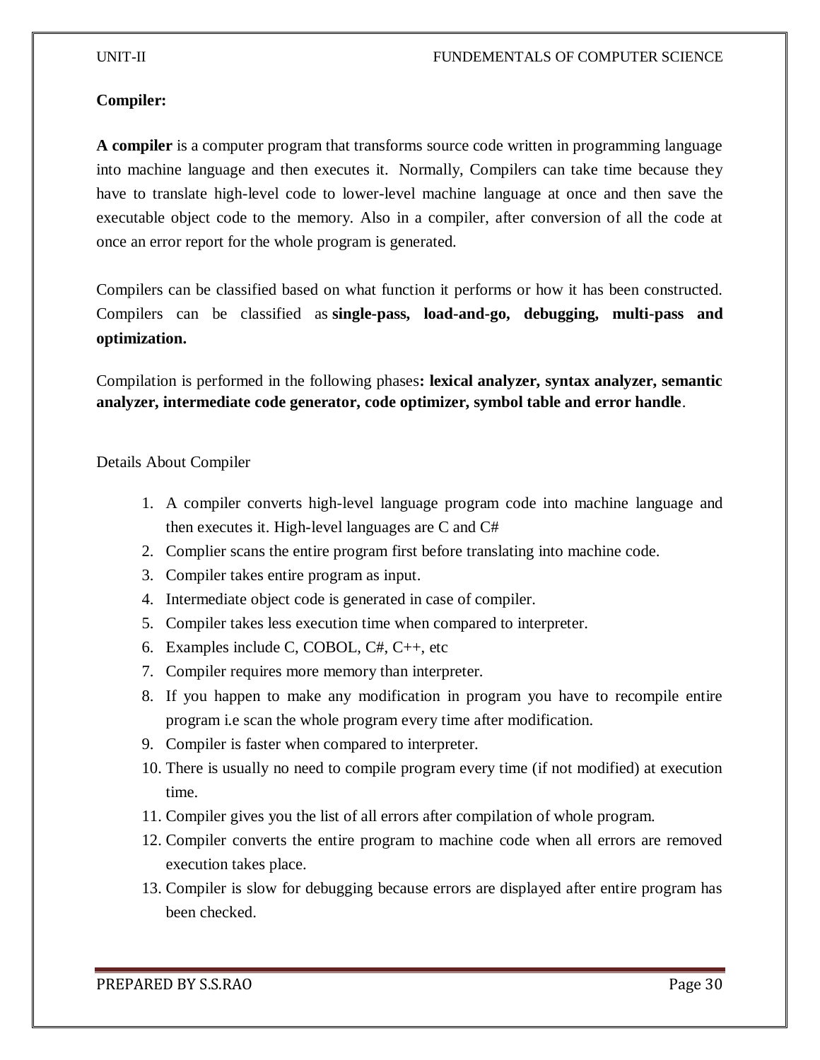**Compiler:**

**A compiler** is a computer program that transforms source code written in programming language into machine language and then executes it. Normally, Compilers can take time because they have to translate high-level code to lower-level machine language at once and then save the executable object code to the memory. Also in a compiler, after conversion of all the code at once an error report for the whole program is generated.

Compilers can be classified based on what function it performs or how it has been constructed. Compilers can be classified as **single-pass, load-and-go, debugging, multi-pass and optimization.**

Compilation is performed in the following phases**: lexical analyzer, syntax analyzer, semantic analyzer, intermediate code generator, code optimizer, symbol table and error handle**.

Details About Compiler

1. A compiler converts high-level language program code into machine language and then executes it. High-level languages are C and C#
2. Complier scans the entire program first before translating into machine code.
3. Compiler takes entire program as input.
4. Intermediate object code is generated in case of compiler.
5. Compiler takes less execution time when compared to interpreter.
6. Examples include C, COBOL, C#, C++, etc
7. Compiler requires more memory than interpreter.
8. If you happen to make any modification in program you have to recompile entire program i.e scan the whole program every time after modification.
9. Compiler is faster when compared to interpreter.
10. There is usually no need to compile program every time (if not modified) at execution time.
11. Compiler gives you the list of all errors after compilation of whole program.
12. Compiler converts the entire program to machine code when all errors are removed execution takes place.
13. Compiler is slow for debugging because errors are displayed after entire program has been checked.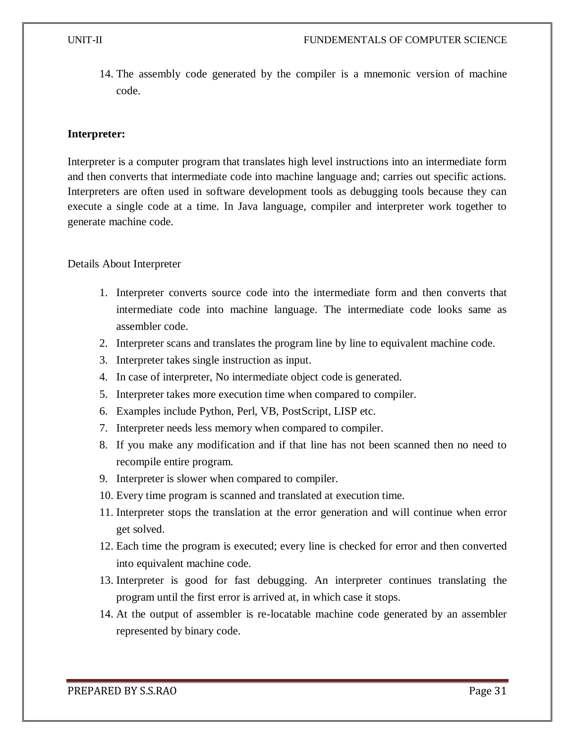14. The assembly code generated by the compiler is a mnemonic version of machine code.

**Interpreter:**

Interpreter is a computer program that translates high level instructions into an intermediate form and then converts that intermediate code into machine language and; carries out specific actions. Interpreters are often used in software development tools as debugging tools because they can execute a single code at a time. In Java language, compiler and interpreter work together to generate machine code.

Details About Interpreter

1. Interpreter converts source code into the intermediate form and then converts that intermediate code into machine language. The intermediate code looks same as assembler code.
2. Interpreter scans and translates the program line by line to equivalent machine code.
3. Interpreter takes single instruction as input.
4. In case of interpreter, No intermediate object code is generated.
5. Interpreter takes more execution time when compared to compiler.
6. Examples include Python, Perl, VB, PostScript, LISP etc.
7. Interpreter needs less memory when compared to compiler.
8. If you make any modification and if that line has not been scanned then no need to recompile entire program.
9. Interpreter is slower when compared to compiler.
10. Every time program is scanned and translated at execution time.
11. Interpreter stops the translation at the error generation and will continue when error get solved.
12. Each time the program is executed; every line is checked for error and then converted into equivalent machine code.
13. Interpreter is good for fast debugging. An interpreter continues translating the program until the first error is arrived at, in which case it stops.
14. At the output of assembler is re-locatable machine code generated by an assembler represented by binary code.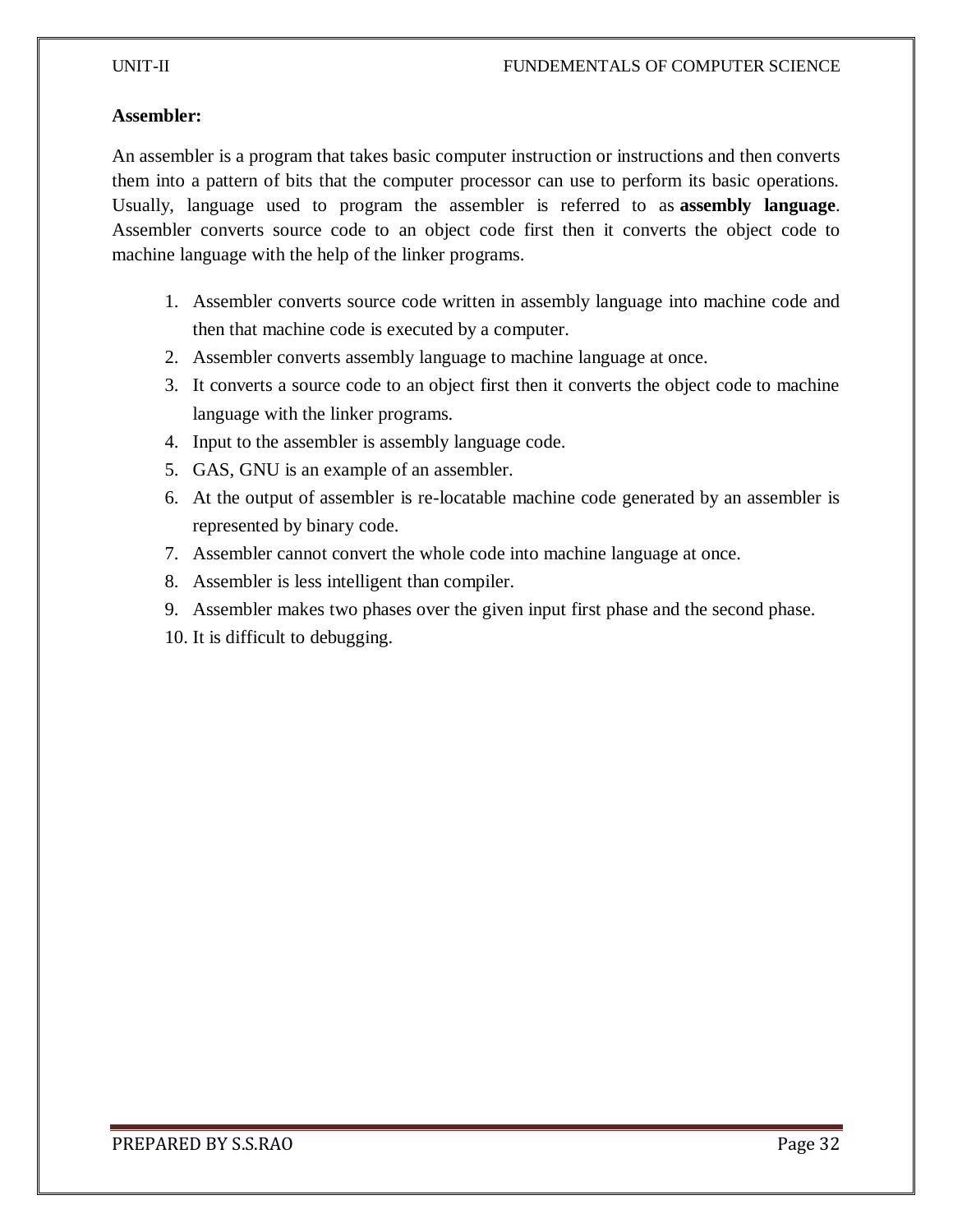**Assembler:**

An assembler is a program that takes basic computer instruction or instructions and then converts them into a pattern of bits that the computer processor can use to perform its basic operations. Usually, language used to program the assembler is referred to as **assembly language**. Assembler converts source code to an object code first then it converts the object code to machine language with the help of the linker programs.

1. Assembler converts source code written in assembly language into machine code and then that machine code is executed by a computer.
2. Assembler converts assembly language to machine language at once.
3. It converts a source code to an object first then it converts the object code to machine language with the linker programs.
4. Input to the assembler is assembly language code.
5. GAS, GNU is an example of an assembler.
6. At the output of assembler is re-locatable machine code generated by an assembler is represented by binary code.
7. Assembler cannot convert the whole code into machine language at once.
8. Assembler is less intelligent than compiler.
9. Assembler makes two phases over the given input first phase and the second phase.
10. It is difficult to debugging.